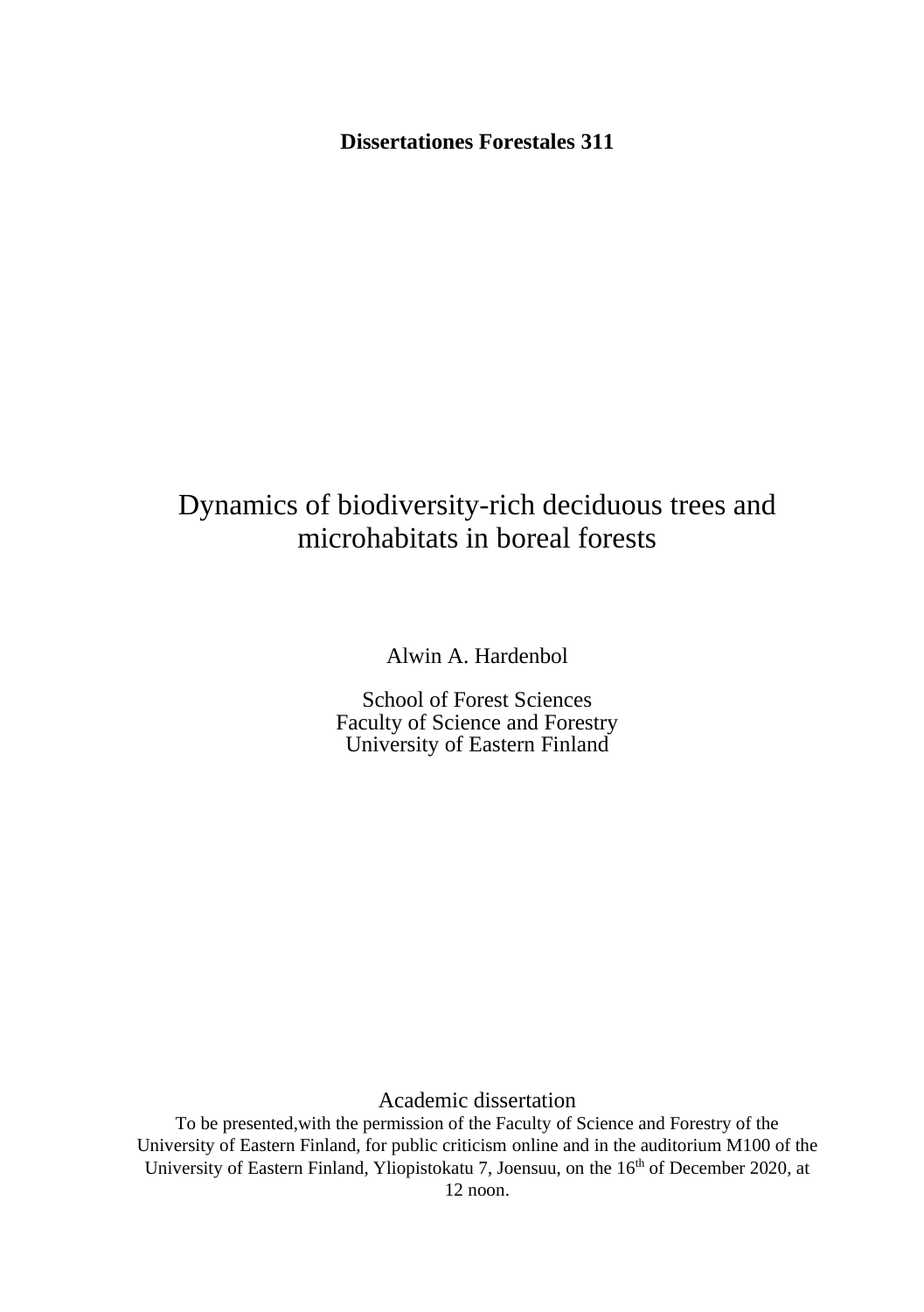**Dissertationes Forestales 311**

# Dynamics of biodiversity-rich deciduous trees and microhabitats in boreal forests

Alwin A. Hardenbol

School of Forest Sciences
Faculty of Science and Forestry
University of Eastern Finland

Academic dissertation

To be presented,with the permission of the Faculty of Science and Forestry of the University of Eastern Finland, for public criticism online and in the auditorium M100 of the University of Eastern Finland, Yliopistokatu 7, Joensuu, on the 16th of December 2020, at 12 noon.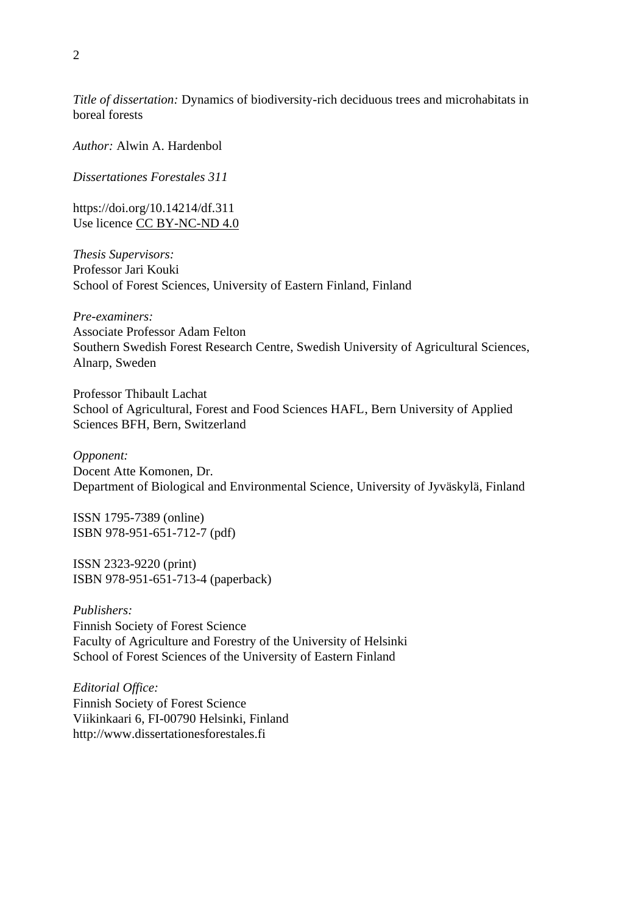*Title of dissertation:* Dynamics of biodiversity-rich deciduous trees and microhabitats in boreal forests

*Author:* Alwin A. Hardenbol

*Dissertationes Forestales 311*

https://doi.org/10.14214/df.311
Use licence CC BY-NC-ND 4.0

*Thesis Supervisors:*
Professor Jari Kouki
School of Forest Sciences, University of Eastern Finland, Finland

*Pre-examiners:*
Associate Professor Adam Felton
Southern Swedish Forest Research Centre, Swedish University of Agricultural Sciences, Alnarp, Sweden

Professor Thibault Lachat
School of Agricultural, Forest and Food Sciences HAFL, Bern University of Applied Sciences BFH, Bern, Switzerland

*Opponent:*
Docent Atte Komonen, Dr.
Department of Biological and Environmental Science, University of Jyväskylä, Finland

ISSN 1795-7389 (online)
ISBN 978-951-651-712-7 (pdf)

ISSN 2323-9220 (print)
ISBN 978-951-651-713-4 (paperback)

*Publishers:*
Finnish Society of Forest Science
Faculty of Agriculture and Forestry of the University of Helsinki
School of Forest Sciences of the University of Eastern Finland

*Editorial Office:*
Finnish Society of Forest Science
Viikinkaari 6, FI-00790 Helsinki, Finland
http://www.dissertationesforestales.fi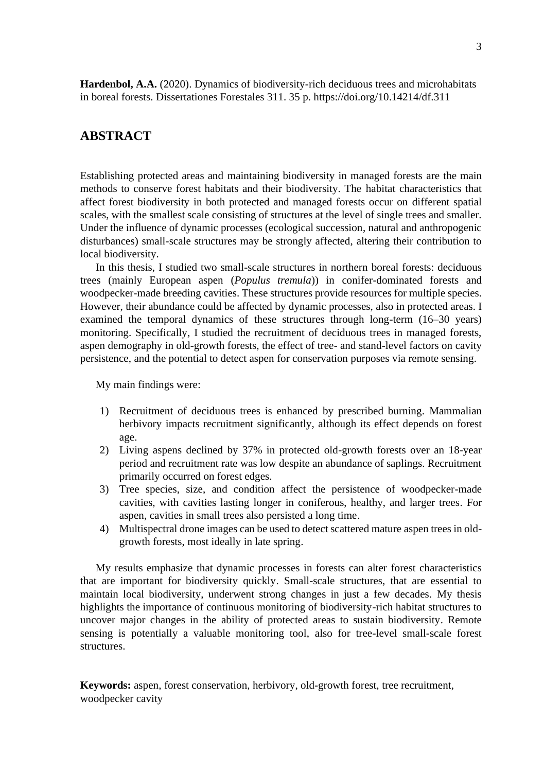**Hardenbol, A.A.** (2020). Dynamics of biodiversity-rich deciduous trees and microhabitats in boreal forests. Dissertationes Forestales 311. 35 p. https://doi.org/10.14214/df.311

## ABSTRACT

Establishing protected areas and maintaining biodiversity in managed forests are the main methods to conserve forest habitats and their biodiversity. The habitat characteristics that affect forest biodiversity in both protected and managed forests occur on different spatial scales, with the smallest scale consisting of structures at the level of single trees and smaller. Under the influence of dynamic processes (ecological succession, natural and anthropogenic disturbances) small-scale structures may be strongly affected, altering their contribution to local biodiversity.

In this thesis, I studied two small-scale structures in northern boreal forests: deciduous trees (mainly European aspen (*Populus tremula*)) in conifer-dominated forests and woodpecker-made breeding cavities. These structures provide resources for multiple species. However, their abundance could be affected by dynamic processes, also in protected areas. I examined the temporal dynamics of these structures through long-term (16–30 years) monitoring. Specifically, I studied the recruitment of deciduous trees in managed forests, aspen demography in old-growth forests, the effect of tree- and stand-level factors on cavity persistence, and the potential to detect aspen for conservation purposes via remote sensing.

My main findings were:

1) Recruitment of deciduous trees is enhanced by prescribed burning. Mammalian herbivory impacts recruitment significantly, although its effect depends on forest age.
2) Living aspens declined by 37% in protected old-growth forests over an 18-year period and recruitment rate was low despite an abundance of saplings. Recruitment primarily occurred on forest edges.
3) Tree species, size, and condition affect the persistence of woodpecker-made cavities, with cavities lasting longer in coniferous, healthy, and larger trees. For aspen, cavities in small trees also persisted a long time.
4) Multispectral drone images can be used to detect scattered mature aspen trees in old-growth forests, most ideally in late spring.

My results emphasize that dynamic processes in forests can alter forest characteristics that are important for biodiversity quickly. Small-scale structures, that are essential to maintain local biodiversity, underwent strong changes in just a few decades. My thesis highlights the importance of continuous monitoring of biodiversity-rich habitat structures to uncover major changes in the ability of protected areas to sustain biodiversity. Remote sensing is potentially a valuable monitoring tool, also for tree-level small-scale forest structures.

**Keywords:** aspen, forest conservation, herbivory, old-growth forest, tree recruitment, woodpecker cavity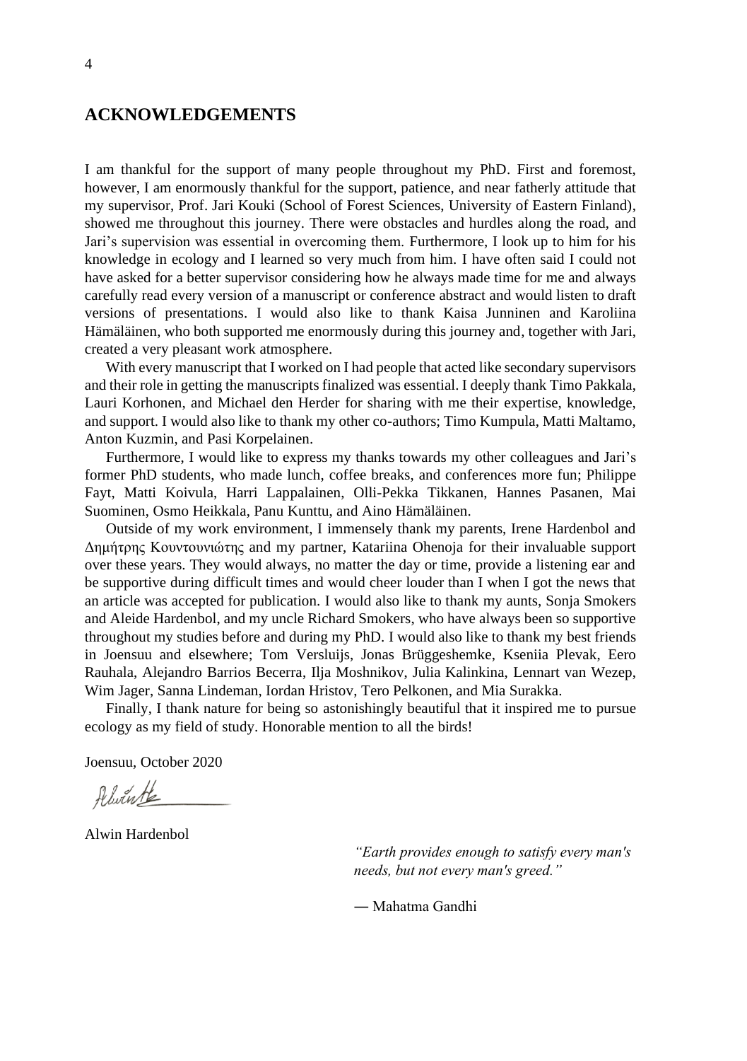## ACKNOWLEDGEMENTS

I am thankful for the support of many people throughout my PhD. First and foremost, however, I am enormously thankful for the support, patience, and near fatherly attitude that my supervisor, Prof. Jari Kouki (School of Forest Sciences, University of Eastern Finland), showed me throughout this journey. There were obstacles and hurdles along the road, and Jari's supervision was essential in overcoming them. Furthermore, I look up to him for his knowledge in ecology and I learned so very much from him. I have often said I could not have asked for a better supervisor considering how he always made time for me and always carefully read every version of a manuscript or conference abstract and would listen to draft versions of presentations. I would also like to thank Kaisa Junninen and Karoliina Hämäläinen, who both supported me enormously during this journey and, together with Jari, created a very pleasant work atmosphere.

With every manuscript that I worked on I had people that acted like secondary supervisors and their role in getting the manuscripts finalized was essential. I deeply thank Timo Pakkala, Lauri Korhonen, and Michael den Herder for sharing with me their expertise, knowledge, and support. I would also like to thank my other co-authors; Timo Kumpula, Matti Maltamo, Anton Kuzmin, and Pasi Korpelainen.

Furthermore, I would like to express my thanks towards my other colleagues and Jari's former PhD students, who made lunch, coffee breaks, and conferences more fun; Philippe Fayt, Matti Koivula, Harri Lappalainen, Olli-Pekka Tikkanen, Hannes Pasanen, Mai Suominen, Osmo Heikkala, Panu Kunttu, and Aino Hämäläinen.

Outside of my work environment, I immensely thank my parents, Irene Hardenbol and Δημήτρης Κουντουνιώτης and my partner, Katariina Ohenoja for their invaluable support over these years. They would always, no matter the day or time, provide a listening ear and be supportive during difficult times and would cheer louder than I when I got the news that an article was accepted for publication. I would also like to thank my aunts, Sonja Smokers and Aleide Hardenbol, and my uncle Richard Smokers, who have always been so supportive throughout my studies before and during my PhD. I would also like to thank my best friends in Joensuu and elsewhere; Tom Versluijs, Jonas Brüggeshemke, Kseniia Plevak, Eero Rauhala, Alejandro Barrios Becerra, Ilja Moshnikov, Julia Kalinkina, Lennart van Wezep, Wim Jager, Sanna Lindeman, Iordan Hristov, Tero Pelkonen, and Mia Surakka.

Finally, I thank nature for being so astonishingly beautiful that it inspired me to pursue ecology as my field of study. Honorable mention to all the birds!

Joensuu, October 2020

Alwin Hardenbol

*"Earth provides enough to satisfy every man's needs, but not every man's greed."*

― Mahatma Gandhi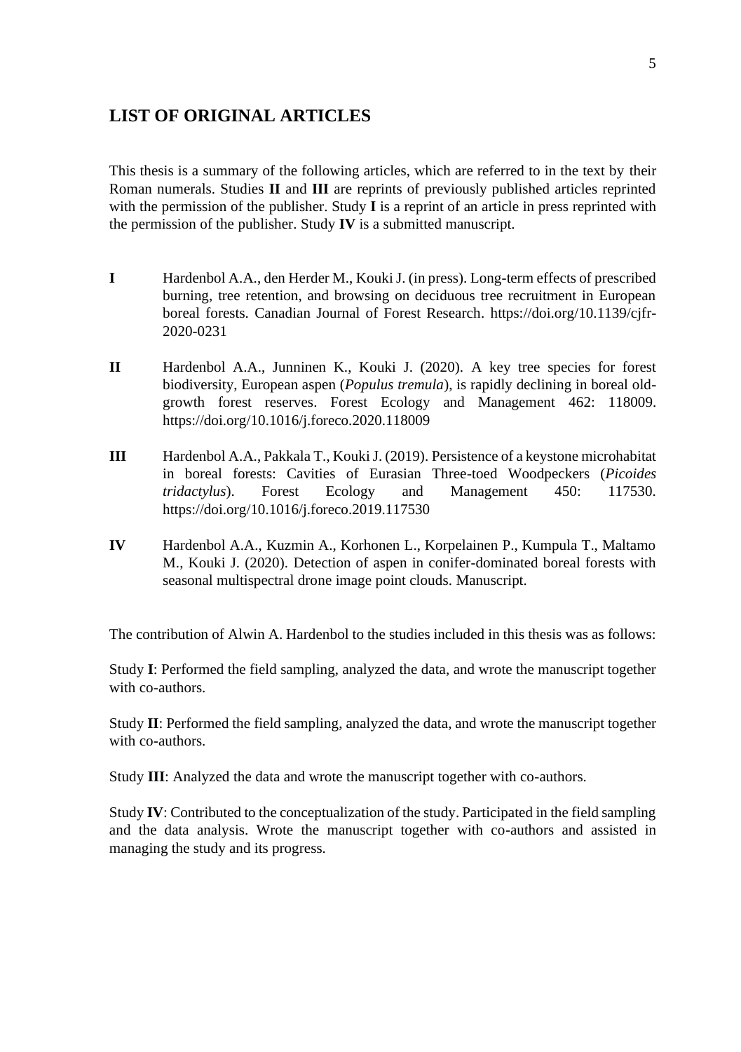## LIST OF ORIGINAL ARTICLES

This thesis is a summary of the following articles, which are referred to in the text by their Roman numerals. Studies **II** and **III** are reprints of previously published articles reprinted with the permission of the publisher. Study **I** is a reprint of an article in press reprinted with the permission of the publisher. Study **IV** is a submitted manuscript.

**I** Hardenbol A.A., den Herder M., Kouki J. (in press). Long-term effects of prescribed burning, tree retention, and browsing on deciduous tree recruitment in European boreal forests. Canadian Journal of Forest Research. https://doi.org/10.1139/cjfr-2020-0231

**II** Hardenbol A.A., Junninen K., Kouki J. (2020). A key tree species for forest biodiversity, European aspen (*Populus tremula*), is rapidly declining in boreal old-growth forest reserves. Forest Ecology and Management 462: 118009. https://doi.org/10.1016/j.foreco.2020.118009

**III** Hardenbol A.A., Pakkala T., Kouki J. (2019). Persistence of a keystone microhabitat in boreal forests: Cavities of Eurasian Three-toed Woodpeckers (*Picoides tridactylus*). Forest Ecology and Management 450: 117530. https://doi.org/10.1016/j.foreco.2019.117530

**IV** Hardenbol A.A., Kuzmin A., Korhonen L., Korpelainen P., Kumpula T., Maltamo M., Kouki J. (2020). Detection of aspen in conifer-dominated boreal forests with seasonal multispectral drone image point clouds. Manuscript.

The contribution of Alwin A. Hardenbol to the studies included in this thesis was as follows:

Study **I**: Performed the field sampling, analyzed the data, and wrote the manuscript together with co-authors.

Study **II**: Performed the field sampling, analyzed the data, and wrote the manuscript together with co-authors.

Study **III**: Analyzed the data and wrote the manuscript together with co-authors.

Study **IV**: Contributed to the conceptualization of the study. Participated in the field sampling and the data analysis. Wrote the manuscript together with co-authors and assisted in managing the study and its progress.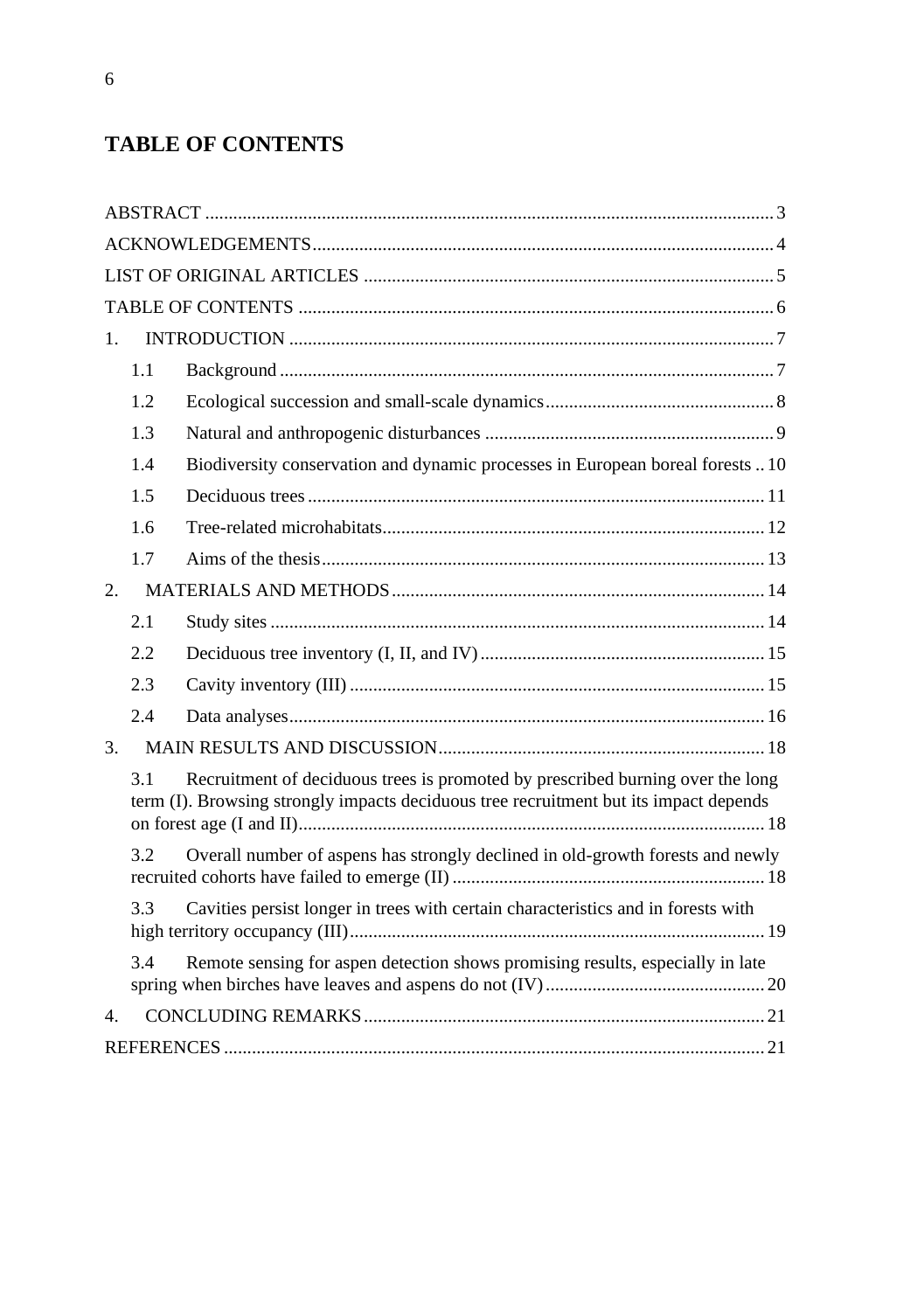# TABLE OF CONTENTS

ABSTRACT ............................................................................................................ 3

ACKNOWLEDGEMENTS........................................................................................ 4

LIST OF ORIGINAL ARTICLES ............................................................................. 5

TABLE OF CONTENTS .......................................................................................... 6

1. INTRODUCTION ............................................................................................... 7
   - 1.1 Background ................................................................................................ 7
   - 1.2 Ecological succession and small-scale dynamics .......................................... 8
   - 1.3 Natural and anthropogenic disturbances ...................................................... 9
   - 1.4 Biodiversity conservation and dynamic processes in European boreal forests .. 10
   - 1.5 Deciduous trees ......................................................................................... 11
   - 1.6 Tree-related microhabitats........................................................................... 12
   - 1.7 Aims of the thesis....................................................................................... 13
2. MATERIALS AND METHODS .............................................................................. 14
   - 2.1 Study sites ................................................................................................. 14
   - 2.2 Deciduous tree inventory (I, II, and IV) ....................................................... 15
   - 2.3 Cavity inventory (III) ................................................................................. 15
   - 2.4 Data analyses.............................................................................................. 16
3. MAIN RESULTS AND DISCUSSION ..................................................................... 18
   - 3.1 Recruitment of deciduous trees is promoted by prescribed burning over the long term (I). Browsing strongly impacts deciduous tree recruitment but its impact depends on forest age (I and II)......................................................................................... 18
   - 3.2 Overall number of aspens has strongly declined in old-growth forests and newly recruited cohorts have failed to emerge (II) .................................................................. 18
   - 3.3 Cavities persist longer in trees with certain characteristics and in forests with high territory occupancy (III)......................................................................................... 19
   - 3.4 Remote sensing for aspen detection shows promising results, especially in late spring when birches have leaves and aspens do not (IV) .............................................. 20
4. CONCLUDING REMARKS .................................................................................... 21

REFERENCES ........................................................................................................ 21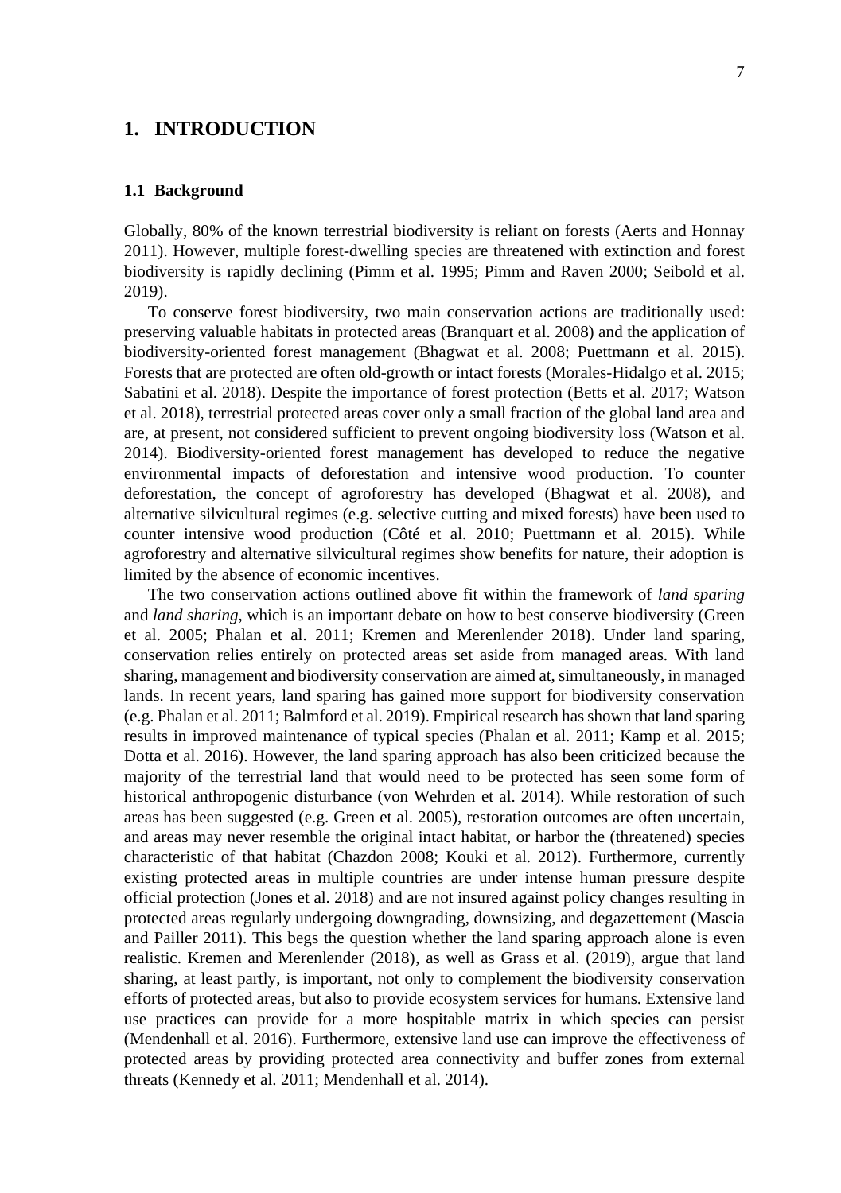# 1. INTRODUCTION

## 1.1 Background

Globally, 80% of the known terrestrial biodiversity is reliant on forests (Aerts and Honnay 2011). However, multiple forest-dwelling species are threatened with extinction and forest biodiversity is rapidly declining (Pimm et al. 1995; Pimm and Raven 2000; Seibold et al. 2019).

To conserve forest biodiversity, two main conservation actions are traditionally used: preserving valuable habitats in protected areas (Branquart et al. 2008) and the application of biodiversity-oriented forest management (Bhagwat et al. 2008; Puettmann et al. 2015). Forests that are protected are often old-growth or intact forests (Morales-Hidalgo et al. 2015; Sabatini et al. 2018). Despite the importance of forest protection (Betts et al. 2017; Watson et al. 2018), terrestrial protected areas cover only a small fraction of the global land area and are, at present, not considered sufficient to prevent ongoing biodiversity loss (Watson et al. 2014). Biodiversity-oriented forest management has developed to reduce the negative environmental impacts of deforestation and intensive wood production. To counter deforestation, the concept of agroforestry has developed (Bhagwat et al. 2008), and alternative silvicultural regimes (e.g. selective cutting and mixed forests) have been used to counter intensive wood production (Côté et al. 2010; Puettmann et al. 2015). While agroforestry and alternative silvicultural regimes show benefits for nature, their adoption is limited by the absence of economic incentives.

The two conservation actions outlined above fit within the framework of *land sparing* and *land sharing*, which is an important debate on how to best conserve biodiversity (Green et al. 2005; Phalan et al. 2011; Kremen and Merenlender 2018). Under land sparing, conservation relies entirely on protected areas set aside from managed areas. With land sharing, management and biodiversity conservation are aimed at, simultaneously, in managed lands. In recent years, land sparing has gained more support for biodiversity conservation (e.g. Phalan et al. 2011; Balmford et al. 2019). Empirical research has shown that land sparing results in improved maintenance of typical species (Phalan et al. 2011; Kamp et al. 2015; Dotta et al. 2016). However, the land sparing approach has also been criticized because the majority of the terrestrial land that would need to be protected has seen some form of historical anthropogenic disturbance (von Wehrden et al. 2014). While restoration of such areas has been suggested (e.g. Green et al. 2005), restoration outcomes are often uncertain, and areas may never resemble the original intact habitat, or harbor the (threatened) species characteristic of that habitat (Chazdon 2008; Kouki et al. 2012). Furthermore, currently existing protected areas in multiple countries are under intense human pressure despite official protection (Jones et al. 2018) and are not insured against policy changes resulting in protected areas regularly undergoing downgrading, downsizing, and degazettement (Mascia and Pailler 2011). This begs the question whether the land sparing approach alone is even realistic. Kremen and Merenlender (2018), as well as Grass et al. (2019), argue that land sharing, at least partly, is important, not only to complement the biodiversity conservation efforts of protected areas, but also to provide ecosystem services for humans. Extensive land use practices can provide for a more hospitable matrix in which species can persist (Mendenhall et al. 2016). Furthermore, extensive land use can improve the effectiveness of protected areas by providing protected area connectivity and buffer zones from external threats (Kennedy et al. 2011; Mendenhall et al. 2014).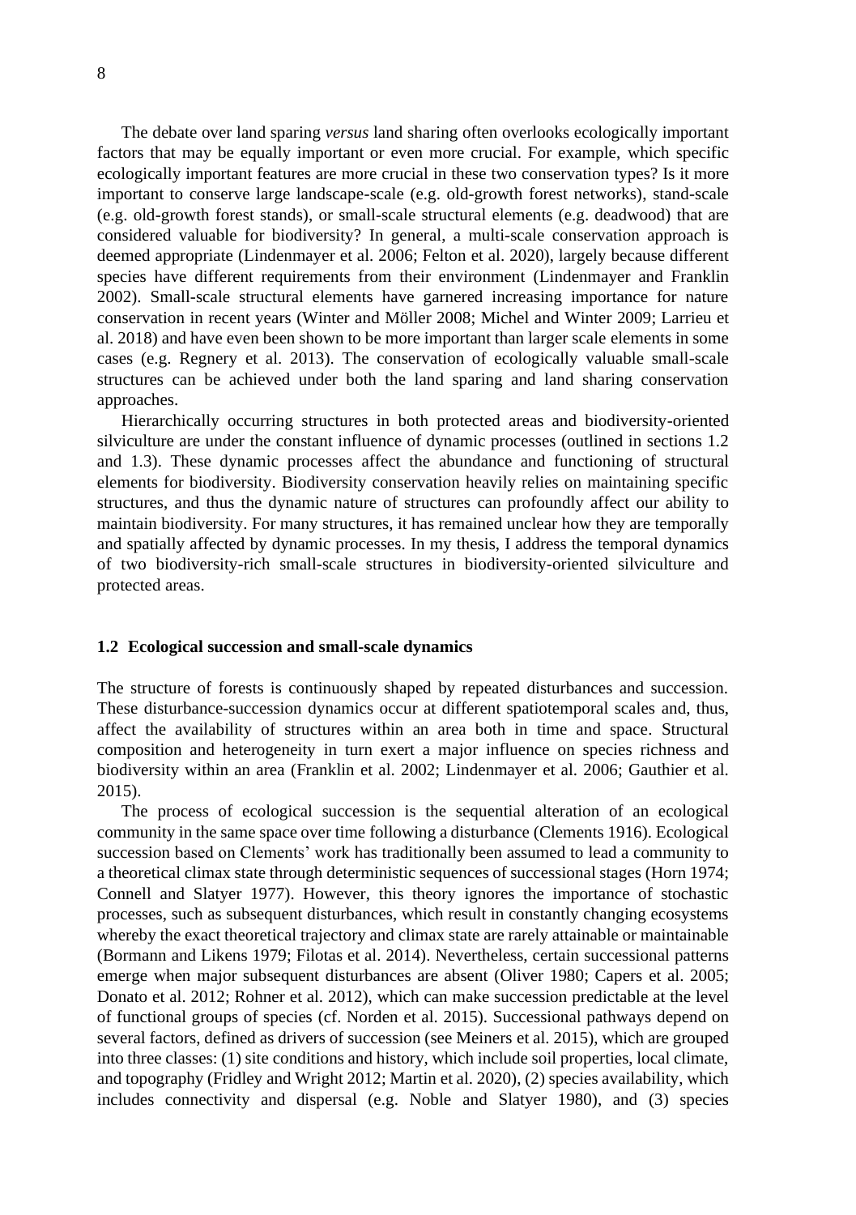The debate over land sparing *versus* land sharing often overlooks ecologically important factors that may be equally important or even more crucial. For example, which specific ecologically important features are more crucial in these two conservation types? Is it more important to conserve large landscape-scale (e.g. old-growth forest networks), stand-scale (e.g. old-growth forest stands), or small-scale structural elements (e.g. deadwood) that are considered valuable for biodiversity? In general, a multi-scale conservation approach is deemed appropriate (Lindenmayer et al. 2006; Felton et al. 2020), largely because different species have different requirements from their environment (Lindenmayer and Franklin 2002). Small-scale structural elements have garnered increasing importance for nature conservation in recent years (Winter and Möller 2008; Michel and Winter 2009; Larrieu et al. 2018) and have even been shown to be more important than larger scale elements in some cases (e.g. Regnery et al. 2013). The conservation of ecologically valuable small-scale structures can be achieved under both the land sparing and land sharing conservation approaches.

Hierarchically occurring structures in both protected areas and biodiversity-oriented silviculture are under the constant influence of dynamic processes (outlined in sections 1.2 and 1.3). These dynamic processes affect the abundance and functioning of structural elements for biodiversity. Biodiversity conservation heavily relies on maintaining specific structures, and thus the dynamic nature of structures can profoundly affect our ability to maintain biodiversity. For many structures, it has remained unclear how they are temporally and spatially affected by dynamic processes. In my thesis, I address the temporal dynamics of two biodiversity-rich small-scale structures in biodiversity-oriented silviculture and protected areas.

### 1.2 Ecological succession and small-scale dynamics

The structure of forests is continuously shaped by repeated disturbances and succession. These disturbance-succession dynamics occur at different spatiotemporal scales and, thus, affect the availability of structures within an area both in time and space. Structural composition and heterogeneity in turn exert a major influence on species richness and biodiversity within an area (Franklin et al. 2002; Lindenmayer et al. 2006; Gauthier et al. 2015).

The process of ecological succession is the sequential alteration of an ecological community in the same space over time following a disturbance (Clements 1916). Ecological succession based on Clements' work has traditionally been assumed to lead a community to a theoretical climax state through deterministic sequences of successional stages (Horn 1974; Connell and Slatyer 1977). However, this theory ignores the importance of stochastic processes, such as subsequent disturbances, which result in constantly changing ecosystems whereby the exact theoretical trajectory and climax state are rarely attainable or maintainable (Bormann and Likens 1979; Filotas et al. 2014). Nevertheless, certain successional patterns emerge when major subsequent disturbances are absent (Oliver 1980; Capers et al. 2005; Donato et al. 2012; Rohner et al. 2012), which can make succession predictable at the level of functional groups of species (cf. Norden et al. 2015). Successional pathways depend on several factors, defined as drivers of succession (see Meiners et al. 2015), which are grouped into three classes: (1) site conditions and history, which include soil properties, local climate, and topography (Fridley and Wright 2012; Martin et al. 2020), (2) species availability, which includes connectivity and dispersal (e.g. Noble and Slatyer 1980), and (3) species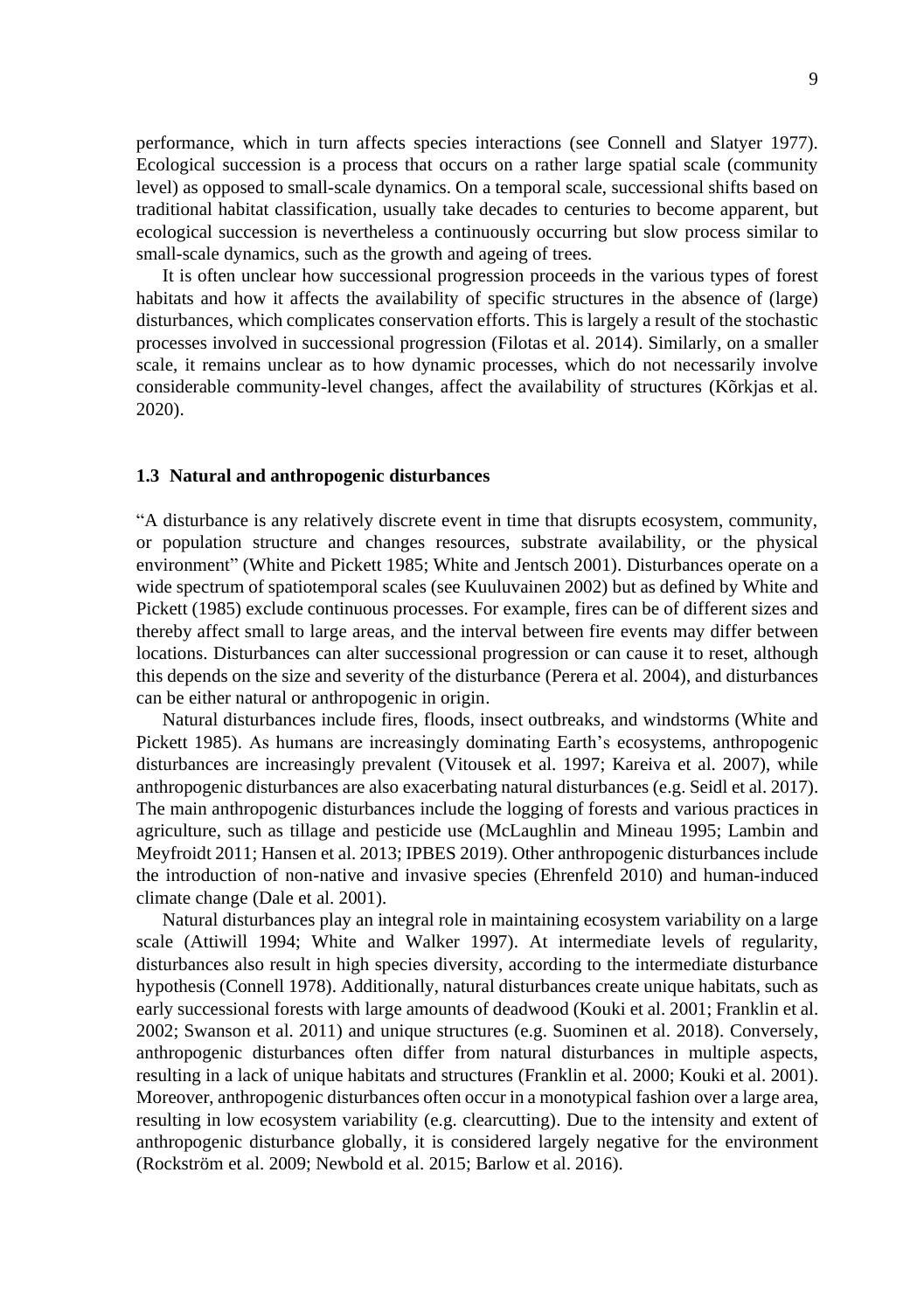performance, which in turn affects species interactions (see Connell and Slatyer 1977). Ecological succession is a process that occurs on a rather large spatial scale (community level) as opposed to small-scale dynamics. On a temporal scale, successional shifts based on traditional habitat classification, usually take decades to centuries to become apparent, but ecological succession is nevertheless a continuously occurring but slow process similar to small-scale dynamics, such as the growth and ageing of trees.

It is often unclear how successional progression proceeds in the various types of forest habitats and how it affects the availability of specific structures in the absence of (large) disturbances, which complicates conservation efforts. This is largely a result of the stochastic processes involved in successional progression (Filotas et al. 2014). Similarly, on a smaller scale, it remains unclear as to how dynamic processes, which do not necessarily involve considerable community-level changes, affect the availability of structures (Kõrkjas et al. 2020).

### 1.3 Natural and anthropogenic disturbances

"A disturbance is any relatively discrete event in time that disrupts ecosystem, community, or population structure and changes resources, substrate availability, or the physical environment" (White and Pickett 1985; White and Jentsch 2001). Disturbances operate on a wide spectrum of spatiotemporal scales (see Kuuluvainen 2002) but as defined by White and Pickett (1985) exclude continuous processes. For example, fires can be of different sizes and thereby affect small to large areas, and the interval between fire events may differ between locations. Disturbances can alter successional progression or can cause it to reset, although this depends on the size and severity of the disturbance (Perera et al. 2004), and disturbances can be either natural or anthropogenic in origin.

Natural disturbances include fires, floods, insect outbreaks, and windstorms (White and Pickett 1985). As humans are increasingly dominating Earth's ecosystems, anthropogenic disturbances are increasingly prevalent (Vitousek et al. 1997; Kareiva et al. 2007), while anthropogenic disturbances are also exacerbating natural disturbances (e.g. Seidl et al. 2017). The main anthropogenic disturbances include the logging of forests and various practices in agriculture, such as tillage and pesticide use (McLaughlin and Mineau 1995; Lambin and Meyfroidt 2011; Hansen et al. 2013; IPBES 2019). Other anthropogenic disturbances include the introduction of non-native and invasive species (Ehrenfeld 2010) and human-induced climate change (Dale et al. 2001).

Natural disturbances play an integral role in maintaining ecosystem variability on a large scale (Attiwill 1994; White and Walker 1997). At intermediate levels of regularity, disturbances also result in high species diversity, according to the intermediate disturbance hypothesis (Connell 1978). Additionally, natural disturbances create unique habitats, such as early successional forests with large amounts of deadwood (Kouki et al. 2001; Franklin et al. 2002; Swanson et al. 2011) and unique structures (e.g. Suominen et al. 2018). Conversely, anthropogenic disturbances often differ from natural disturbances in multiple aspects, resulting in a lack of unique habitats and structures (Franklin et al. 2000; Kouki et al. 2001). Moreover, anthropogenic disturbances often occur in a monotypical fashion over a large area, resulting in low ecosystem variability (e.g. clearcutting). Due to the intensity and extent of anthropogenic disturbance globally, it is considered largely negative for the environment (Rockström et al. 2009; Newbold et al. 2015; Barlow et al. 2016).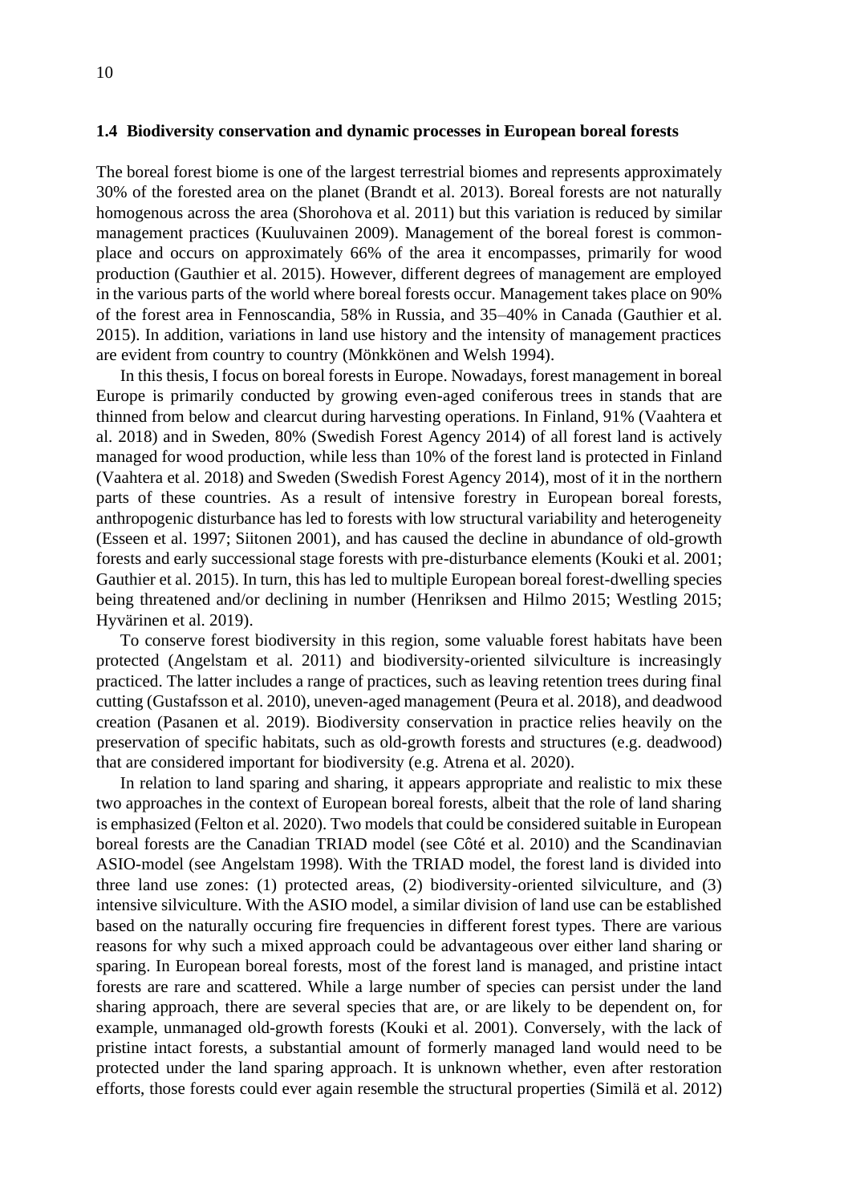### 1.4 Biodiversity conservation and dynamic processes in European boreal forests

The boreal forest biome is one of the largest terrestrial biomes and represents approximately 30% of the forested area on the planet (Brandt et al. 2013). Boreal forests are not naturally homogenous across the area (Shorohova et al. 2011) but this variation is reduced by similar management practices (Kuuluvainen 2009). Management of the boreal forest is commonplace and occurs on approximately 66% of the area it encompasses, primarily for wood production (Gauthier et al. 2015). However, different degrees of management are employed in the various parts of the world where boreal forests occur. Management takes place on 90% of the forest area in Fennoscandia, 58% in Russia, and 35–40% in Canada (Gauthier et al. 2015). In addition, variations in land use history and the intensity of management practices are evident from country to country (Mönkkönen and Welsh 1994).

In this thesis, I focus on boreal forests in Europe. Nowadays, forest management in boreal Europe is primarily conducted by growing even-aged coniferous trees in stands that are thinned from below and clearcut during harvesting operations. In Finland, 91% (Vaahtera et al. 2018) and in Sweden, 80% (Swedish Forest Agency 2014) of all forest land is actively managed for wood production, while less than 10% of the forest land is protected in Finland (Vaahtera et al. 2018) and Sweden (Swedish Forest Agency 2014), most of it in the northern parts of these countries. As a result of intensive forestry in European boreal forests, anthropogenic disturbance has led to forests with low structural variability and heterogeneity (Esseen et al. 1997; Siitonen 2001), and has caused the decline in abundance of old-growth forests and early successional stage forests with pre-disturbance elements (Kouki et al. 2001; Gauthier et al. 2015). In turn, this has led to multiple European boreal forest-dwelling species being threatened and/or declining in number (Henriksen and Hilmo 2015; Westling 2015; Hyvärinen et al. 2019).

To conserve forest biodiversity in this region, some valuable forest habitats have been protected (Angelstam et al. 2011) and biodiversity-oriented silviculture is increasingly practiced. The latter includes a range of practices, such as leaving retention trees during final cutting (Gustafsson et al. 2010), uneven-aged management (Peura et al. 2018), and deadwood creation (Pasanen et al. 2019). Biodiversity conservation in practice relies heavily on the preservation of specific habitats, such as old-growth forests and structures (e.g. deadwood) that are considered important for biodiversity (e.g. Atrena et al. 2020).

In relation to land sparing and sharing, it appears appropriate and realistic to mix these two approaches in the context of European boreal forests, albeit that the role of land sharing is emphasized (Felton et al. 2020). Two models that could be considered suitable in European boreal forests are the Canadian TRIAD model (see Côté et al. 2010) and the Scandinavian ASIO-model (see Angelstam 1998). With the TRIAD model, the forest land is divided into three land use zones: (1) protected areas, (2) biodiversity-oriented silviculture, and (3) intensive silviculture. With the ASIO model, a similar division of land use can be established based on the naturally occuring fire frequencies in different forest types. There are various reasons for why such a mixed approach could be advantageous over either land sharing or sparing. In European boreal forests, most of the forest land is managed, and pristine intact forests are rare and scattered. While a large number of species can persist under the land sharing approach, there are several species that are, or are likely to be dependent on, for example, unmanaged old-growth forests (Kouki et al. 2001). Conversely, with the lack of pristine intact forests, a substantial amount of formerly managed land would need to be protected under the land sparing approach. It is unknown whether, even after restoration efforts, those forests could ever again resemble the structural properties (Similä et al. 2012)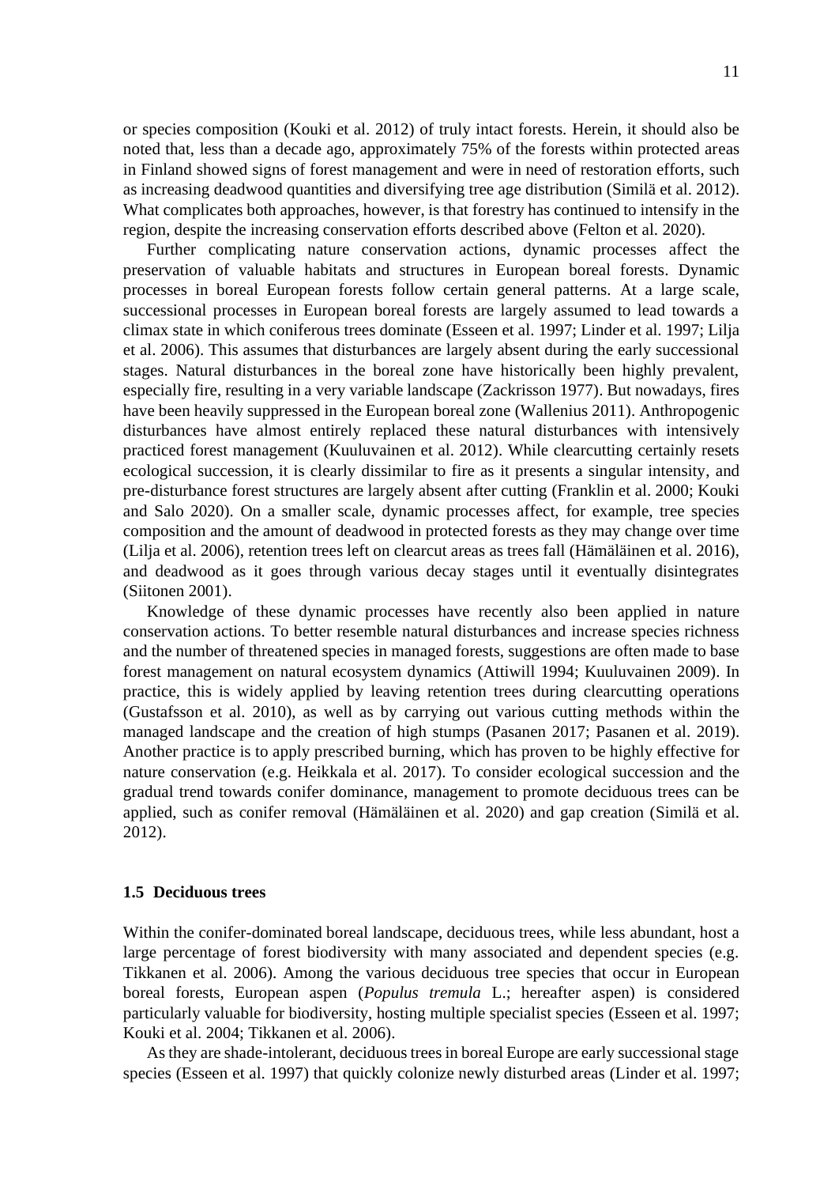or species composition (Kouki et al. 2012) of truly intact forests. Herein, it should also be noted that, less than a decade ago, approximately 75% of the forests within protected areas in Finland showed signs of forest management and were in need of restoration efforts, such as increasing deadwood quantities and diversifying tree age distribution (Similä et al. 2012). What complicates both approaches, however, is that forestry has continued to intensify in the region, despite the increasing conservation efforts described above (Felton et al. 2020).

Further complicating nature conservation actions, dynamic processes affect the preservation of valuable habitats and structures in European boreal forests. Dynamic processes in boreal European forests follow certain general patterns. At a large scale, successional processes in European boreal forests are largely assumed to lead towards a climax state in which coniferous trees dominate (Esseen et al. 1997; Linder et al. 1997; Lilja et al. 2006). This assumes that disturbances are largely absent during the early successional stages. Natural disturbances in the boreal zone have historically been highly prevalent, especially fire, resulting in a very variable landscape (Zackrisson 1977). But nowadays, fires have been heavily suppressed in the European boreal zone (Wallenius 2011). Anthropogenic disturbances have almost entirely replaced these natural disturbances with intensively practiced forest management (Kuuluvainen et al. 2012). While clearcutting certainly resets ecological succession, it is clearly dissimilar to fire as it presents a singular intensity, and pre-disturbance forest structures are largely absent after cutting (Franklin et al. 2000; Kouki and Salo 2020). On a smaller scale, dynamic processes affect, for example, tree species composition and the amount of deadwood in protected forests as they may change over time (Lilja et al. 2006), retention trees left on clearcut areas as trees fall (Hämäläinen et al. 2016), and deadwood as it goes through various decay stages until it eventually disintegrates (Siitonen 2001).

Knowledge of these dynamic processes have recently also been applied in nature conservation actions. To better resemble natural disturbances and increase species richness and the number of threatened species in managed forests, suggestions are often made to base forest management on natural ecosystem dynamics (Attiwill 1994; Kuuluvainen 2009). In practice, this is widely applied by leaving retention trees during clearcutting operations (Gustafsson et al. 2010), as well as by carrying out various cutting methods within the managed landscape and the creation of high stumps (Pasanen 2017; Pasanen et al. 2019). Another practice is to apply prescribed burning, which has proven to be highly effective for nature conservation (e.g. Heikkala et al. 2017). To consider ecological succession and the gradual trend towards conifer dominance, management to promote deciduous trees can be applied, such as conifer removal (Hämäläinen et al. 2020) and gap creation (Similä et al. 2012).

### 1.5 Deciduous trees

Within the conifer-dominated boreal landscape, deciduous trees, while less abundant, host a large percentage of forest biodiversity with many associated and dependent species (e.g. Tikkanen et al. 2006). Among the various deciduous tree species that occur in European boreal forests, European aspen (*Populus tremula* L.; hereafter aspen) is considered particularly valuable for biodiversity, hosting multiple specialist species (Esseen et al. 1997; Kouki et al. 2004; Tikkanen et al. 2006).

As they are shade-intolerant, deciduous trees in boreal Europe are early successional stage species (Esseen et al. 1997) that quickly colonize newly disturbed areas (Linder et al. 1997;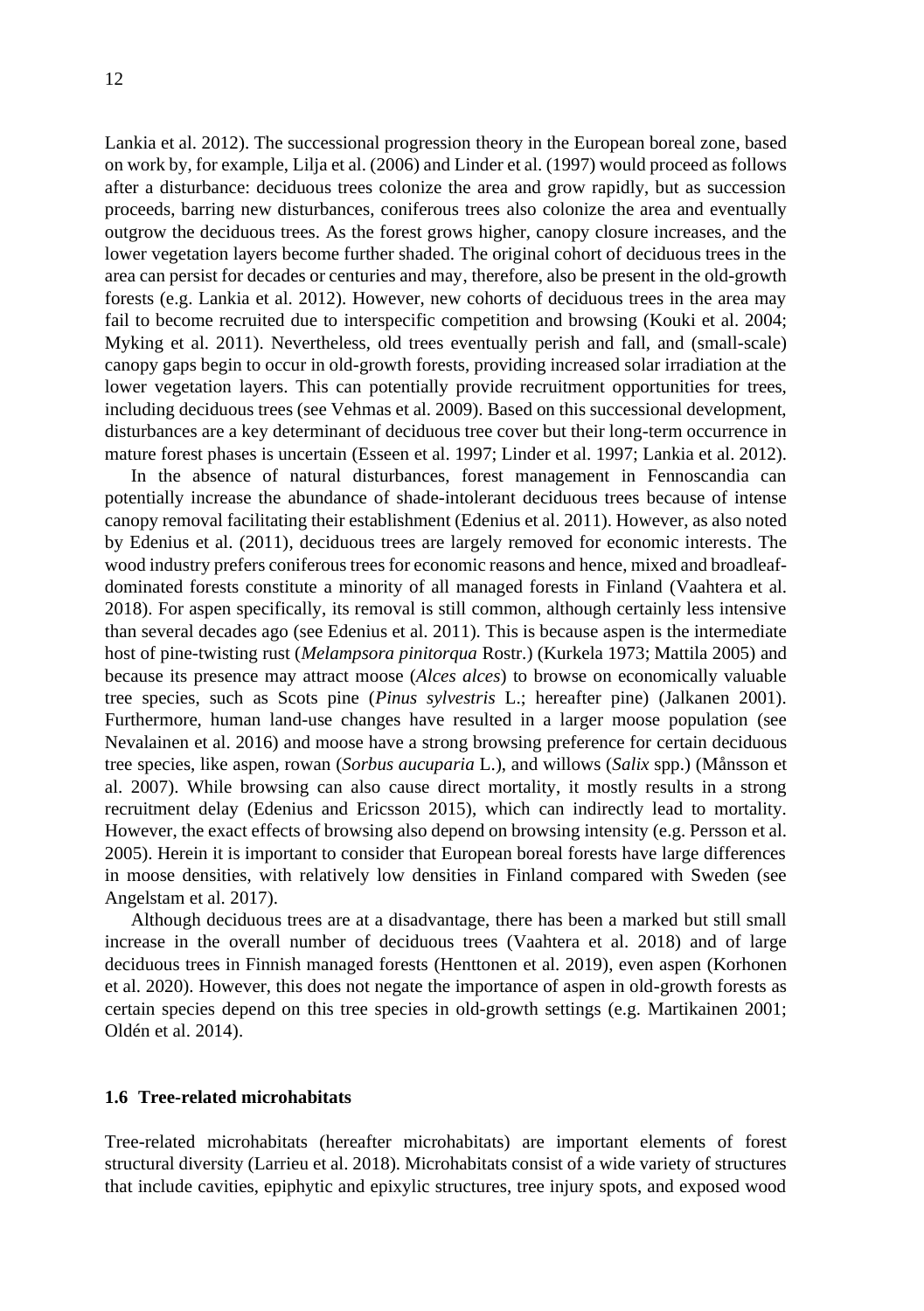Lankia et al. 2012). The successional progression theory in the European boreal zone, based on work by, for example, Lilja et al. (2006) and Linder et al. (1997) would proceed as follows after a disturbance: deciduous trees colonize the area and grow rapidly, but as succession proceeds, barring new disturbances, coniferous trees also colonize the area and eventually outgrow the deciduous trees. As the forest grows higher, canopy closure increases, and the lower vegetation layers become further shaded. The original cohort of deciduous trees in the area can persist for decades or centuries and may, therefore, also be present in the old-growth forests (e.g. Lankia et al. 2012). However, new cohorts of deciduous trees in the area may fail to become recruited due to interspecific competition and browsing (Kouki et al. 2004; Myking et al. 2011). Nevertheless, old trees eventually perish and fall, and (small-scale) canopy gaps begin to occur in old-growth forests, providing increased solar irradiation at the lower vegetation layers. This can potentially provide recruitment opportunities for trees, including deciduous trees (see Vehmas et al. 2009). Based on this successional development, disturbances are a key determinant of deciduous tree cover but their long-term occurrence in mature forest phases is uncertain (Esseen et al. 1997; Linder et al. 1997; Lankia et al. 2012).

In the absence of natural disturbances, forest management in Fennoscandia can potentially increase the abundance of shade-intolerant deciduous trees because of intense canopy removal facilitating their establishment (Edenius et al. 2011). However, as also noted by Edenius et al. (2011), deciduous trees are largely removed for economic interests. The wood industry prefers coniferous trees for economic reasons and hence, mixed and broadleaf-dominated forests constitute a minority of all managed forests in Finland (Vaahtera et al. 2018). For aspen specifically, its removal is still common, although certainly less intensive than several decades ago (see Edenius et al. 2011). This is because aspen is the intermediate host of pine-twisting rust (*Melampsora pinitorqua* Rostr.) (Kurkela 1973; Mattila 2005) and because its presence may attract moose (*Alces alces*) to browse on economically valuable tree species, such as Scots pine (*Pinus sylvestris* L.; hereafter pine) (Jalkanen 2001). Furthermore, human land-use changes have resulted in a larger moose population (see Nevalainen et al. 2016) and moose have a strong browsing preference for certain deciduous tree species, like aspen, rowan (*Sorbus aucuparia* L.), and willows (*Salix* spp.) (Månsson et al. 2007). While browsing can also cause direct mortality, it mostly results in a strong recruitment delay (Edenius and Ericsson 2015), which can indirectly lead to mortality. However, the exact effects of browsing also depend on browsing intensity (e.g. Persson et al. 2005). Herein it is important to consider that European boreal forests have large differences in moose densities, with relatively low densities in Finland compared with Sweden (see Angelstam et al. 2017).

Although deciduous trees are at a disadvantage, there has been a marked but still small increase in the overall number of deciduous trees (Vaahtera et al. 2018) and of large deciduous trees in Finnish managed forests (Henttonen et al. 2019), even aspen (Korhonen et al. 2020). However, this does not negate the importance of aspen in old-growth forests as certain species depend on this tree species in old-growth settings (e.g. Martikainen 2001; Oldén et al. 2014).

### 1.6 Tree-related microhabitats

Tree-related microhabitats (hereafter microhabitats) are important elements of forest structural diversity (Larrieu et al. 2018). Microhabitats consist of a wide variety of structures that include cavities, epiphytic and epixylic structures, tree injury spots, and exposed wood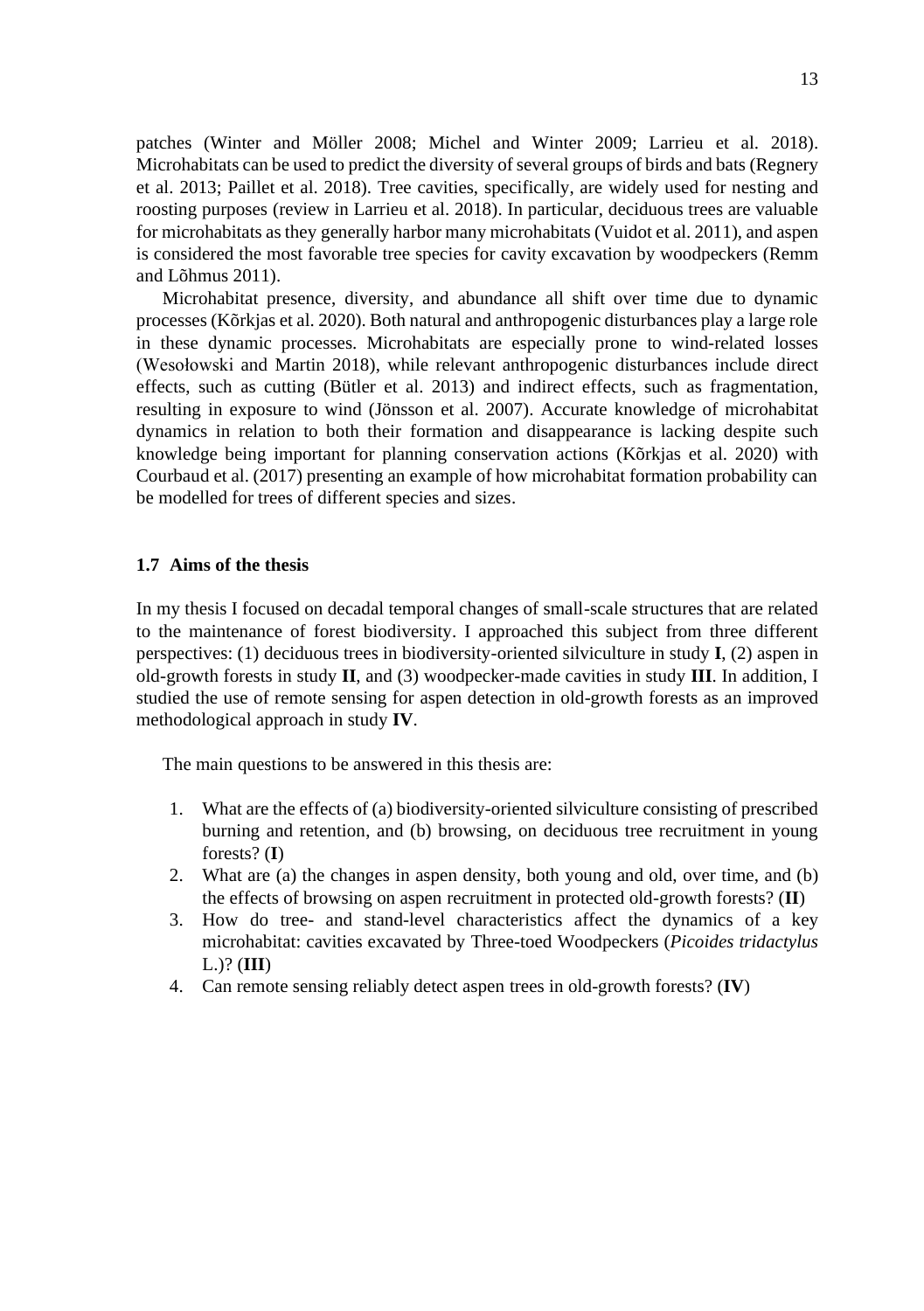patches (Winter and Möller 2008; Michel and Winter 2009; Larrieu et al. 2018). Microhabitats can be used to predict the diversity of several groups of birds and bats (Regnery et al. 2013; Paillet et al. 2018). Tree cavities, specifically, are widely used for nesting and roosting purposes (review in Larrieu et al. 2018). In particular, deciduous trees are valuable for microhabitats as they generally harbor many microhabitats (Vuidot et al. 2011), and aspen is considered the most favorable tree species for cavity excavation by woodpeckers (Remm and Lõhmus 2011).

Microhabitat presence, diversity, and abundance all shift over time due to dynamic processes (Kõrkjas et al. 2020). Both natural and anthropogenic disturbances play a large role in these dynamic processes. Microhabitats are especially prone to wind-related losses (Wesołowski and Martin 2018), while relevant anthropogenic disturbances include direct effects, such as cutting (Bütler et al. 2013) and indirect effects, such as fragmentation, resulting in exposure to wind (Jönsson et al. 2007). Accurate knowledge of microhabitat dynamics in relation to both their formation and disappearance is lacking despite such knowledge being important for planning conservation actions (Kõrkjas et al. 2020) with Courbaud et al. (2017) presenting an example of how microhabitat formation probability can be modelled for trees of different species and sizes.

### 1.7 Aims of the thesis

In my thesis I focused on decadal temporal changes of small-scale structures that are related to the maintenance of forest biodiversity. I approached this subject from three different perspectives: (1) deciduous trees in biodiversity-oriented silviculture in study **I**, (2) aspen in old-growth forests in study **II**, and (3) woodpecker-made cavities in study **III**. In addition, I studied the use of remote sensing for aspen detection in old-growth forests as an improved methodological approach in study **IV**.

The main questions to be answered in this thesis are:

1. What are the effects of (a) biodiversity-oriented silviculture consisting of prescribed burning and retention, and (b) browsing, on deciduous tree recruitment in young forests? (**I**)
2. What are (a) the changes in aspen density, both young and old, over time, and (b) the effects of browsing on aspen recruitment in protected old-growth forests? (**II**)
3. How do tree- and stand-level characteristics affect the dynamics of a key microhabitat: cavities excavated by Three-toed Woodpeckers (*Picoides tridactylus* L.)? (**III**)
4. Can remote sensing reliably detect aspen trees in old-growth forests? (**IV**)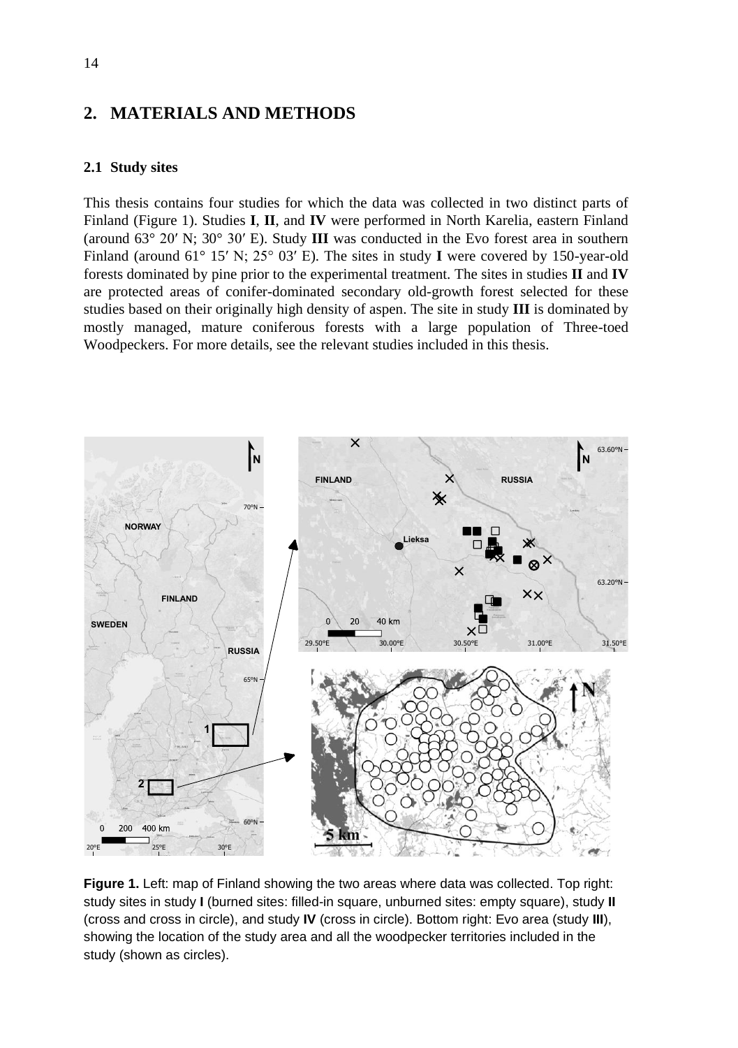## 2. MATERIALS AND METHODS

### 2.1 Study sites

This thesis contains four studies for which the data was collected in two distinct parts of Finland (Figure 1). Studies **I**, **II**, and **IV** were performed in North Karelia, eastern Finland (around 63° 20′ N; 30° 30′ E). Study **III** was conducted in the Evo forest area in southern Finland (around 61° 15′ N; 25° 03′ E). The sites in study **I** were covered by 150-year-old forests dominated by pine prior to the experimental treatment. The sites in studies **II** and **IV** are protected areas of conifer-dominated secondary old-growth forest selected for these studies based on their originally high density of aspen. The site in study **III** is dominated by mostly managed, mature coniferous forests with a large population of Three-toed Woodpeckers. For more details, see the relevant studies included in this thesis.

N
NORWAY
FINLAND
SWEDEN
RUSSIA
70°N
65°N
60°N
1
2
0 200 400 km
20°E 25°E 30°E

N
FINLAND
RUSSIA
Lieksa
63.60°N
63.20°N
0 20 40 km
29.50°E 30.00°E 30.50°E 31.00°E 31.50°E

N
5 km

**Figure 1.** Left: map of Finland showing the two areas where data was collected. Top right: study sites in study **I** (burned sites: filled-in square, unburned sites: empty square), study **II** (cross and cross in circle), and study **IV** (cross in circle). Bottom right: Evo area (study **III**), showing the location of the study area and all the woodpecker territories included in the study (shown as circles).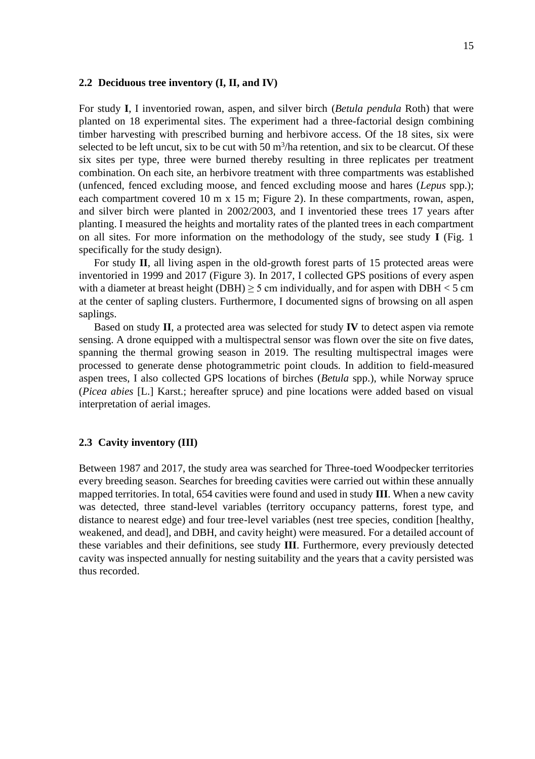## 2.2 Deciduous tree inventory (I, II, and IV)

For study **I**, I inventoried rowan, aspen, and silver birch (*Betula pendula* Roth) that were planted on 18 experimental sites. The experiment had a three-factorial design combining timber harvesting with prescribed burning and herbivore access. Of the 18 sites, six were selected to be left uncut, six to be cut with 50 $m^3$/ha retention, and six to be clearcut. Of these six sites per type, three were burned thereby resulting in three replicates per treatment combination. On each site, an herbivore treatment with three compartments was established (unfenced, fenced excluding moose, and fenced excluding moose and hares (*Lepus* spp.); each compartment covered 10 m x 15 m; Figure 2). In these compartments, rowan, aspen, and silver birch were planted in 2002/2003, and I inventoried these trees 17 years after planting. I measured the heights and mortality rates of the planted trees in each compartment on all sites. For more information on the methodology of the study, see study **I** (Fig. 1 specifically for the study design).

For study **II**, all living aspen in the old-growth forest parts of 15 protected areas were inventoried in 1999 and 2017 (Figure 3). In 2017, I collected GPS positions of every aspen with a diameter at breast height (DBH) $\geq$ 5 cm individually, and for aspen with DBH < 5 cm at the center of sapling clusters. Furthermore, I documented signs of browsing on all aspen saplings.

Based on study **II**, a protected area was selected for study **IV** to detect aspen via remote sensing. A drone equipped with a multispectral sensor was flown over the site on five dates, spanning the thermal growing season in 2019. The resulting multispectral images were processed to generate dense photogrammetric point clouds. In addition to field-measured aspen trees, I also collected GPS locations of birches (*Betula* spp.), while Norway spruce (*Picea abies* [L.] Karst.; hereafter spruce) and pine locations were added based on visual interpretation of aerial images.

## 2.3 Cavity inventory (III)

Between 1987 and 2017, the study area was searched for Three-toed Woodpecker territories every breeding season. Searches for breeding cavities were carried out within these annually mapped territories. In total, 654 cavities were found and used in study **III**. When a new cavity was detected, three stand-level variables (territory occupancy patterns, forest type, and distance to nearest edge) and four tree-level variables (nest tree species, condition [healthy, weakened, and dead], and DBH, and cavity height) were measured. For a detailed account of these variables and their definitions, see study **III**. Furthermore, every previously detected cavity was inspected annually for nesting suitability and the years that a cavity persisted was thus recorded.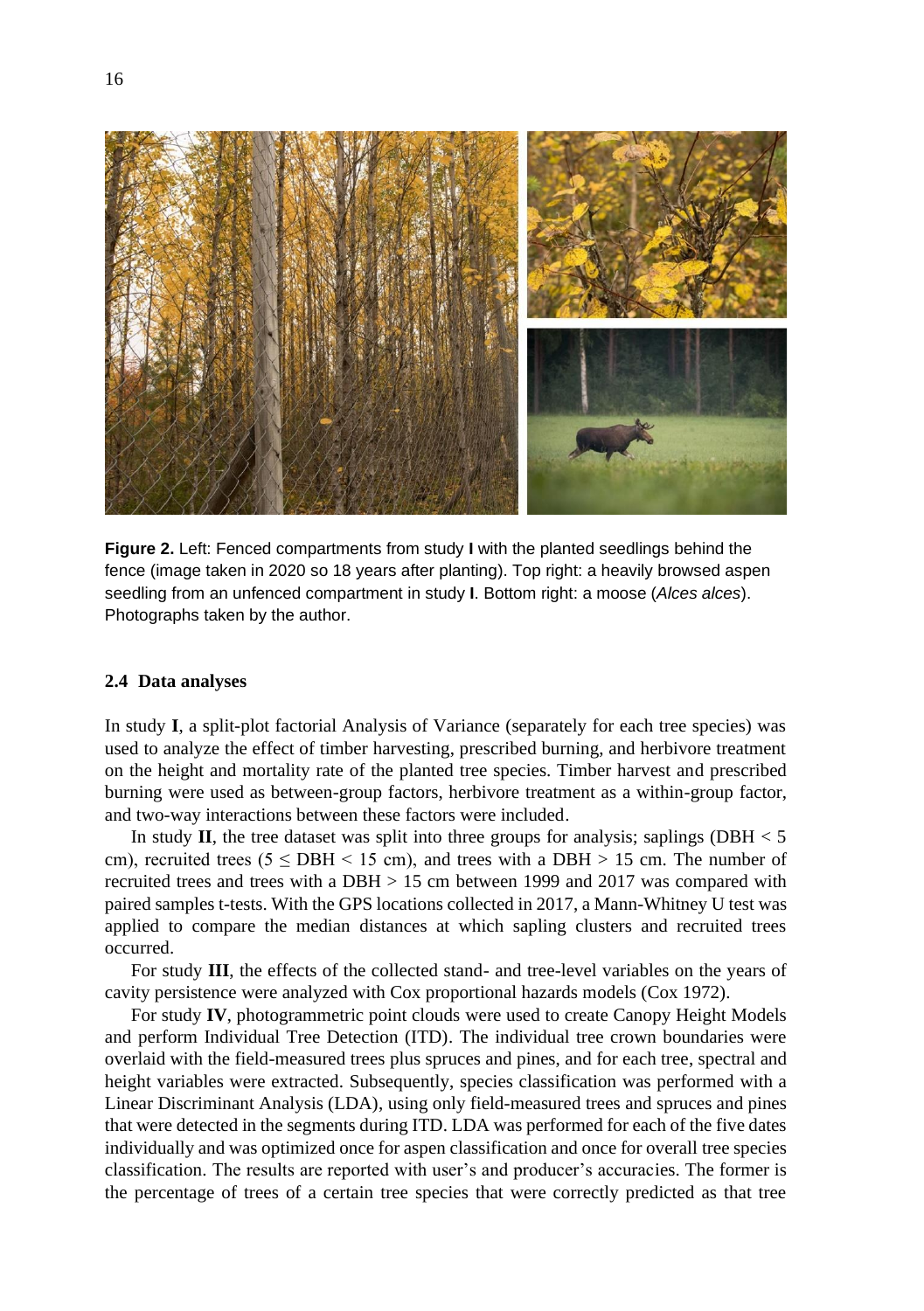**Figure 2.** Left: Fenced compartments from study **I** with the planted seedlings behind the fence (image taken in 2020 so 18 years after planting). Top right: a heavily browsed aspen seedling from an unfenced compartment in study **I**. Bottom right: a moose (*Alces alces*). Photographs taken by the author.

### 2.4 Data analyses

In study **I**, a split-plot factorial Analysis of Variance (separately for each tree species) was used to analyze the effect of timber harvesting, prescribed burning, and herbivore treatment on the height and mortality rate of the planted tree species. Timber harvest and prescribed burning were used as between-group factors, herbivore treatment as a within-group factor, and two-way interactions between these factors were included.

In study **II**, the tree dataset was split into three groups for analysis; saplings (DBH $< 5$ cm), recruited trees ($5 \leq$ DBH $< 15$ cm), and trees with a DBH $> 15$ cm. The number of recruited trees and trees with a DBH $> 15$ cm between 1999 and 2017 was compared with paired samples t-tests. With the GPS locations collected in 2017, a Mann-Whitney U test was applied to compare the median distances at which sapling clusters and recruited trees occurred.

For study **III**, the effects of the collected stand- and tree-level variables on the years of cavity persistence were analyzed with Cox proportional hazards models (Cox 1972).

For study **IV**, photogrammetric point clouds were used to create Canopy Height Models and perform Individual Tree Detection (ITD). The individual tree crown boundaries were overlaid with the field-measured trees plus spruces and pines, and for each tree, spectral and height variables were extracted. Subsequently, species classification was performed with a Linear Discriminant Analysis (LDA), using only field-measured trees and spruces and pines that were detected in the segments during ITD. LDA was performed for each of the five dates individually and was optimized once for aspen classification and once for overall tree species classification. The results are reported with user's and producer's accuracies. The former is the percentage of trees of a certain tree species that were correctly predicted as that tree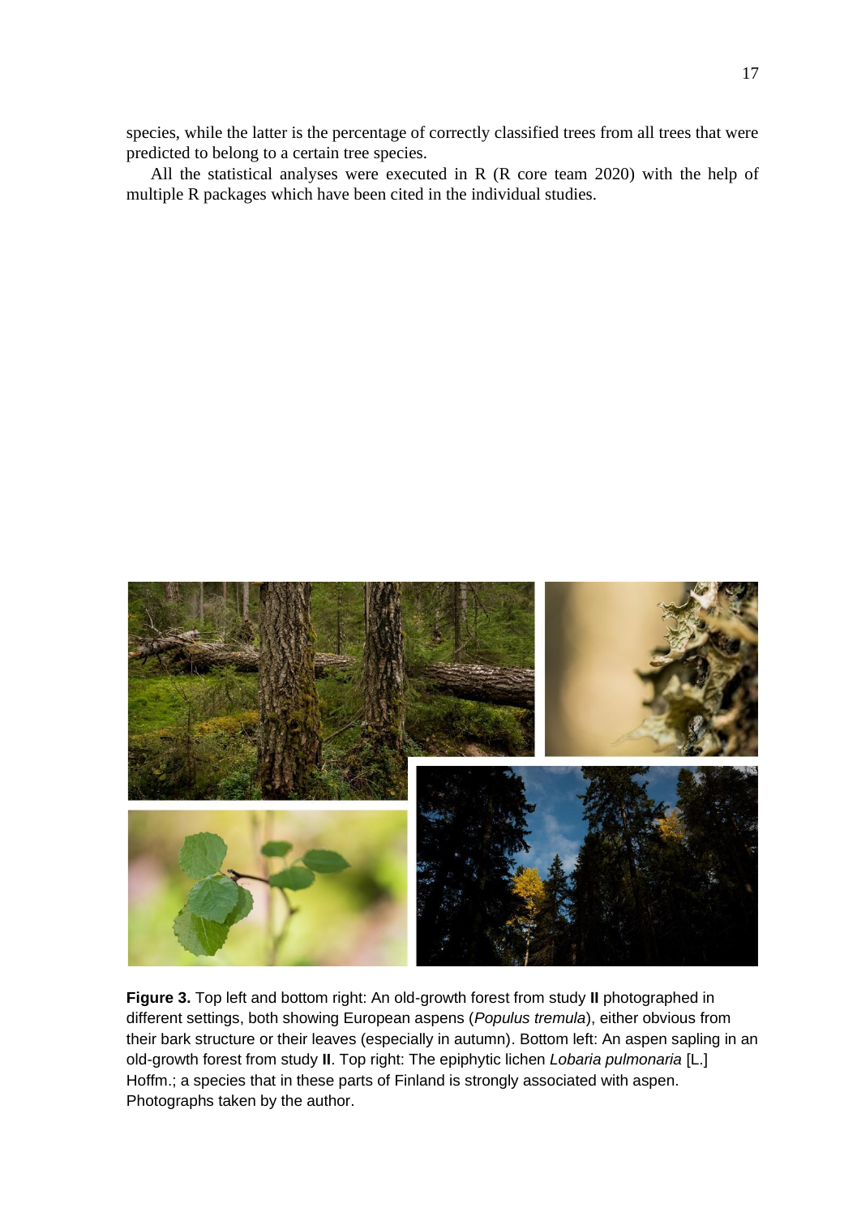species, while the latter is the percentage of correctly classified trees from all trees that were predicted to belong to a certain tree species.

All the statistical analyses were executed in R (R core team 2020) with the help of multiple R packages which have been cited in the individual studies.

**Figure 3.** Top left and bottom right: An old-growth forest from study **II** photographed in different settings, both showing European aspens (*Populus tremula*), either obvious from their bark structure or their leaves (especially in autumn). Bottom left: An aspen sapling in an old-growth forest from study **II**. Top right: The epiphytic lichen *Lobaria pulmonaria* [L.] Hoffm.; a species that in these parts of Finland is strongly associated with aspen. Photographs taken by the author.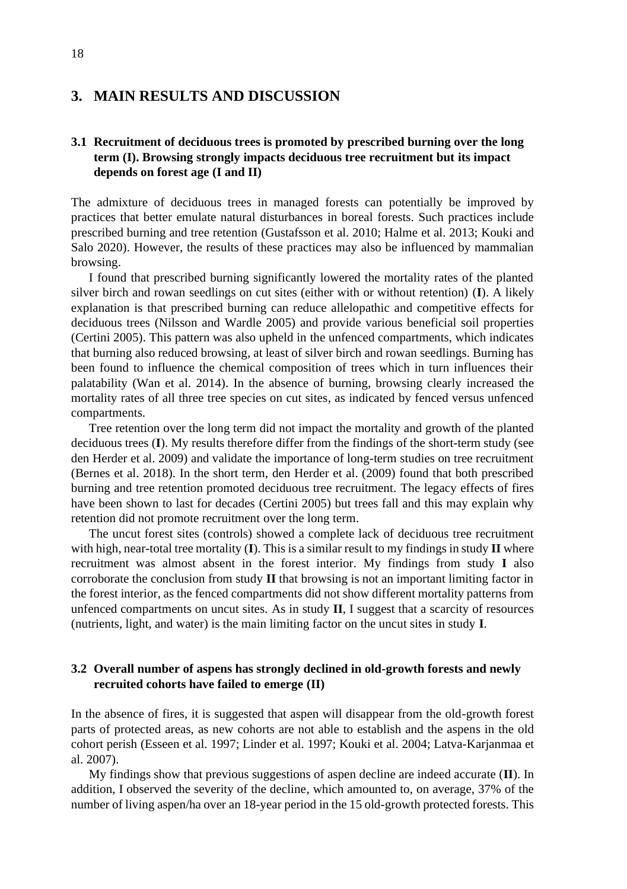# 3. MAIN RESULTS AND DISCUSSION

## 3.1 Recruitment of deciduous trees is promoted by prescribed burning over the long term (I). Browsing strongly impacts deciduous tree recruitment but its impact depends on forest age (I and II)

The admixture of deciduous trees in managed forests can potentially be improved by practices that better emulate natural disturbances in boreal forests. Such practices include prescribed burning and tree retention (Gustafsson et al. 2010; Halme et al. 2013; Kouki and Salo 2020). However, the results of these practices may also be influenced by mammalian browsing.

I found that prescribed burning significantly lowered the mortality rates of the planted silver birch and rowan seedlings on cut sites (either with or without retention) (**I**). A likely explanation is that prescribed burning can reduce allelopathic and competitive effects for deciduous trees (Nilsson and Wardle 2005) and provide various beneficial soil properties (Certini 2005). This pattern was also upheld in the unfenced compartments, which indicates that burning also reduced browsing, at least of silver birch and rowan seedlings. Burning has been found to influence the chemical composition of trees which in turn influences their palatability (Wan et al. 2014). In the absence of burning, browsing clearly increased the mortality rates of all three tree species on cut sites, as indicated by fenced versus unfenced compartments.

Tree retention over the long term did not impact the mortality and growth of the planted deciduous trees (**I**). My results therefore differ from the findings of the short-term study (see den Herder et al. 2009) and validate the importance of long-term studies on tree recruitment (Bernes et al. 2018). In the short term, den Herder et al. (2009) found that both prescribed burning and tree retention promoted deciduous tree recruitment. The legacy effects of fires have been shown to last for decades (Certini 2005) but trees fall and this may explain why retention did not promote recruitment over the long term.

The uncut forest sites (controls) showed a complete lack of deciduous tree recruitment with high, near-total tree mortality (**I**). This is a similar result to my findings in study **II** where recruitment was almost absent in the forest interior. My findings from study **I** also corroborate the conclusion from study **II** that browsing is not an important limiting factor in the forest interior, as the fenced compartments did not show different mortality patterns from unfenced compartments on uncut sites. As in study **II**, I suggest that a scarcity of resources (nutrients, light, and water) is the main limiting factor on the uncut sites in study **I**.

## 3.2 Overall number of aspens has strongly declined in old-growth forests and newly recruited cohorts have failed to emerge (II)

In the absence of fires, it is suggested that aspen will disappear from the old-growth forest parts of protected areas, as new cohorts are not able to establish and the aspens in the old cohort perish (Esseen et al. 1997; Linder et al. 1997; Kouki et al. 2004; Latva-Karjanmaa et al. 2007).

My findings show that previous suggestions of aspen decline are indeed accurate (**II**). In addition, I observed the severity of the decline, which amounted to, on average, 37% of the number of living aspen/ha over an 18-year period in the 15 old-growth protected forests. This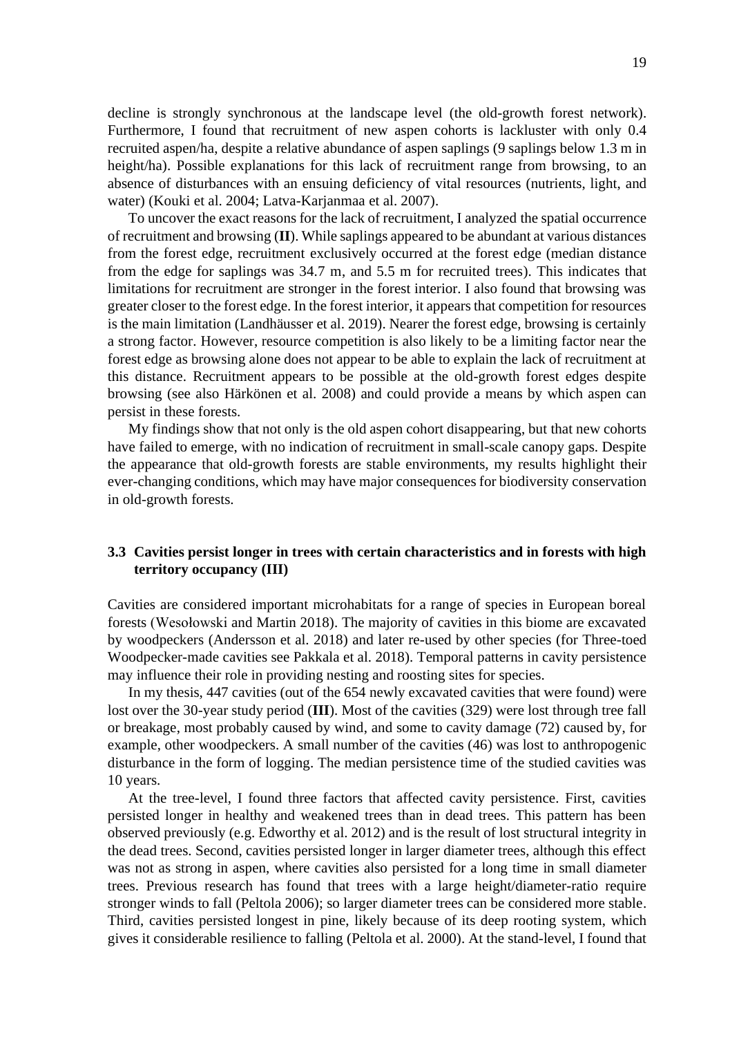decline is strongly synchronous at the landscape level (the old-growth forest network). Furthermore, I found that recruitment of new aspen cohorts is lackluster with only 0.4 recruited aspen/ha, despite a relative abundance of aspen saplings (9 saplings below 1.3 m in height/ha). Possible explanations for this lack of recruitment range from browsing, to an absence of disturbances with an ensuing deficiency of vital resources (nutrients, light, and water) (Kouki et al. 2004; Latva-Karjanmaa et al. 2007).

To uncover the exact reasons for the lack of recruitment, I analyzed the spatial occurrence of recruitment and browsing (**II**). While saplings appeared to be abundant at various distances from the forest edge, recruitment exclusively occurred at the forest edge (median distance from the edge for saplings was 34.7 m, and 5.5 m for recruited trees). This indicates that limitations for recruitment are stronger in the forest interior. I also found that browsing was greater closer to the forest edge. In the forest interior, it appears that competition for resources is the main limitation (Landhäusser et al. 2019). Nearer the forest edge, browsing is certainly a strong factor. However, resource competition is also likely to be a limiting factor near the forest edge as browsing alone does not appear to be able to explain the lack of recruitment at this distance. Recruitment appears to be possible at the old-growth forest edges despite browsing (see also Härkönen et al. 2008) and could provide a means by which aspen can persist in these forests.

My findings show that not only is the old aspen cohort disappearing, but that new cohorts have failed to emerge, with no indication of recruitment in small-scale canopy gaps. Despite the appearance that old-growth forests are stable environments, my results highlight their ever-changing conditions, which may have major consequences for biodiversity conservation in old-growth forests.

## 3.3 Cavities persist longer in trees with certain characteristics and in forests with high territory occupancy (III)

Cavities are considered important microhabitats for a range of species in European boreal forests (Wesołowski and Martin 2018). The majority of cavities in this biome are excavated by woodpeckers (Andersson et al. 2018) and later re-used by other species (for Three-toed Woodpecker-made cavities see Pakkala et al. 2018). Temporal patterns in cavity persistence may influence their role in providing nesting and roosting sites for species.

In my thesis, 447 cavities (out of the 654 newly excavated cavities that were found) were lost over the 30-year study period (**III**). Most of the cavities (329) were lost through tree fall or breakage, most probably caused by wind, and some to cavity damage (72) caused by, for example, other woodpeckers. A small number of the cavities (46) was lost to anthropogenic disturbance in the form of logging. The median persistence time of the studied cavities was 10 years.

At the tree-level, I found three factors that affected cavity persistence. First, cavities persisted longer in healthy and weakened trees than in dead trees. This pattern has been observed previously (e.g. Edworthy et al. 2012) and is the result of lost structural integrity in the dead trees. Second, cavities persisted longer in larger diameter trees, although this effect was not as strong in aspen, where cavities also persisted for a long time in small diameter trees. Previous research has found that trees with a large height/diameter-ratio require stronger winds to fall (Peltola 2006); so larger diameter trees can be considered more stable. Third, cavities persisted longest in pine, likely because of its deep rooting system, which gives it considerable resilience to falling (Peltola et al. 2000). At the stand-level, I found that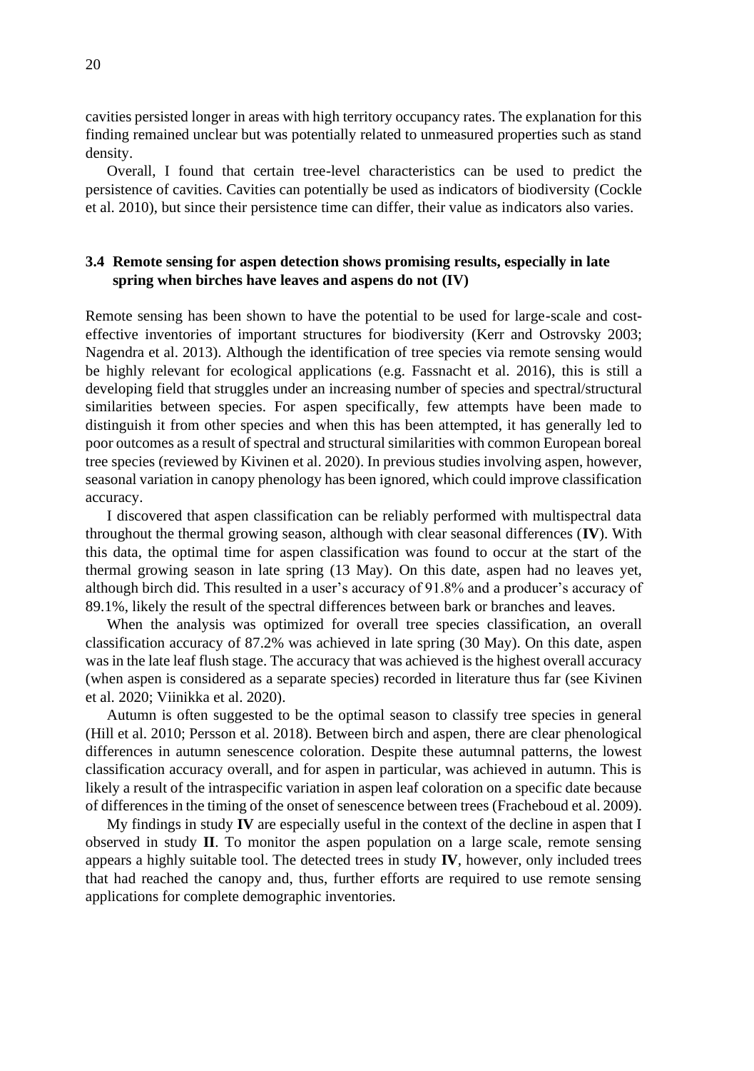cavities persisted longer in areas with high territory occupancy rates. The explanation for this finding remained unclear but was potentially related to unmeasured properties such as stand density.

Overall, I found that certain tree-level characteristics can be used to predict the persistence of cavities. Cavities can potentially be used as indicators of biodiversity (Cockle et al. 2010), but since their persistence time can differ, their value as indicators also varies.

### 3.4 Remote sensing for aspen detection shows promising results, especially in late spring when birches have leaves and aspens do not (IV)

Remote sensing has been shown to have the potential to be used for large-scale and cost-effective inventories of important structures for biodiversity (Kerr and Ostrovsky 2003; Nagendra et al. 2013). Although the identification of tree species via remote sensing would be highly relevant for ecological applications (e.g. Fassnacht et al. 2016), this is still a developing field that struggles under an increasing number of species and spectral/structural similarities between species. For aspen specifically, few attempts have been made to distinguish it from other species and when this has been attempted, it has generally led to poor outcomes as a result of spectral and structural similarities with common European boreal tree species (reviewed by Kivinen et al. 2020). In previous studies involving aspen, however, seasonal variation in canopy phenology has been ignored, which could improve classification accuracy.

I discovered that aspen classification can be reliably performed with multispectral data throughout the thermal growing season, although with clear seasonal differences (**IV**). With this data, the optimal time for aspen classification was found to occur at the start of the thermal growing season in late spring (13 May). On this date, aspen had no leaves yet, although birch did. This resulted in a user's accuracy of 91.8% and a producer's accuracy of 89.1%, likely the result of the spectral differences between bark or branches and leaves.

When the analysis was optimized for overall tree species classification, an overall classification accuracy of 87.2% was achieved in late spring (30 May). On this date, aspen was in the late leaf flush stage. The accuracy that was achieved is the highest overall accuracy (when aspen is considered as a separate species) recorded in literature thus far (see Kivinen et al. 2020; Viinikka et al. 2020).

Autumn is often suggested to be the optimal season to classify tree species in general (Hill et al. 2010; Persson et al. 2018). Between birch and aspen, there are clear phenological differences in autumn senescence coloration. Despite these autumnal patterns, the lowest classification accuracy overall, and for aspen in particular, was achieved in autumn. This is likely a result of the intraspecific variation in aspen leaf coloration on a specific date because of differences in the timing of the onset of senescence between trees (Fracheboud et al. 2009).

My findings in study **IV** are especially useful in the context of the decline in aspen that I observed in study **II**. To monitor the aspen population on a large scale, remote sensing appears a highly suitable tool. The detected trees in study **IV**, however, only included trees that had reached the canopy and, thus, further efforts are required to use remote sensing applications for complete demographic inventories.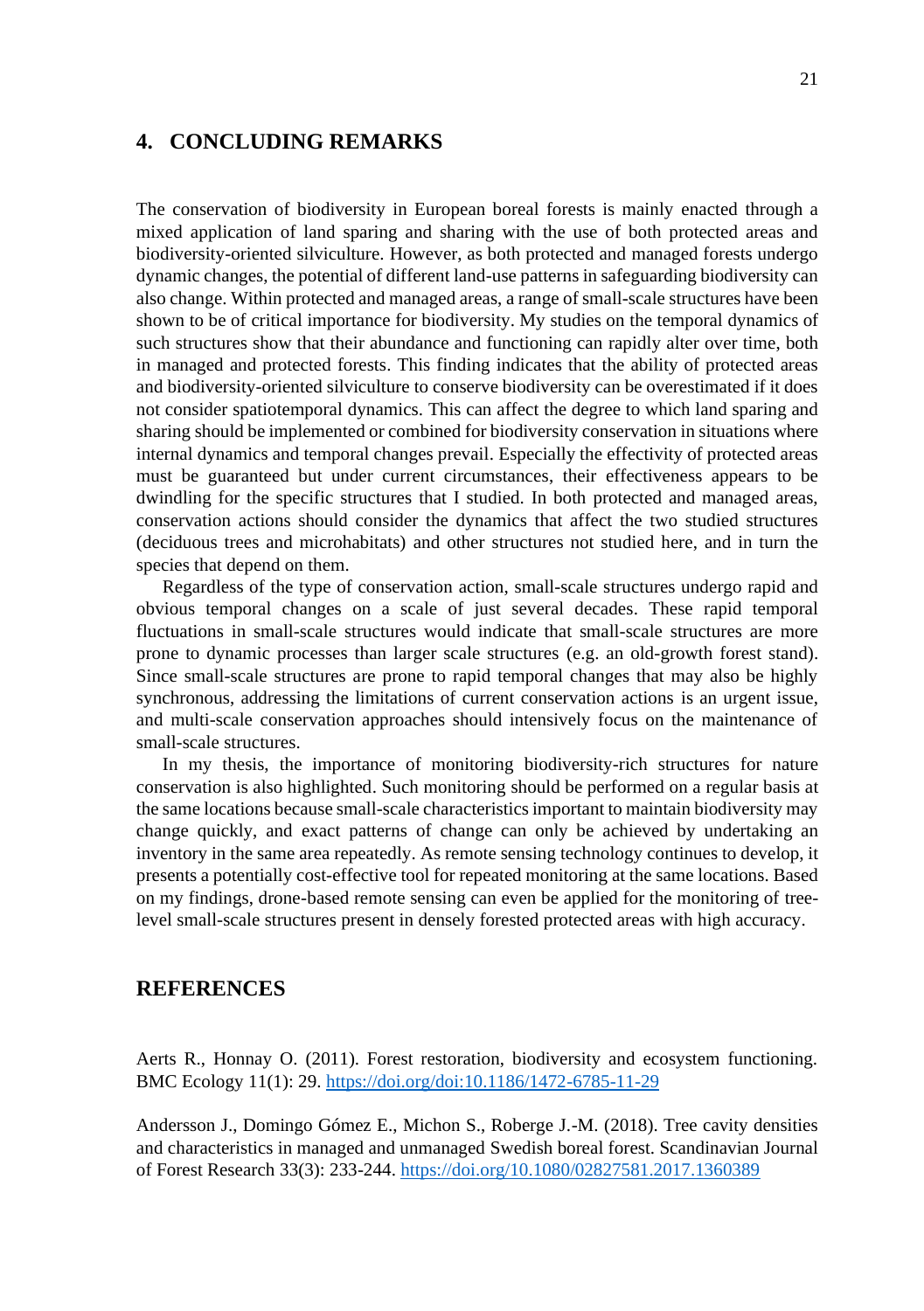## 4. CONCLUDING REMARKS

The conservation of biodiversity in European boreal forests is mainly enacted through a mixed application of land sparing and sharing with the use of both protected areas and biodiversity-oriented silviculture. However, as both protected and managed forests undergo dynamic changes, the potential of different land-use patterns in safeguarding biodiversity can also change. Within protected and managed areas, a range of small-scale structures have been shown to be of critical importance for biodiversity. My studies on the temporal dynamics of such structures show that their abundance and functioning can rapidly alter over time, both in managed and protected forests. This finding indicates that the ability of protected areas and biodiversity-oriented silviculture to conserve biodiversity can be overestimated if it does not consider spatiotemporal dynamics. This can affect the degree to which land sparing and sharing should be implemented or combined for biodiversity conservation in situations where internal dynamics and temporal changes prevail. Especially the effectivity of protected areas must be guaranteed but under current circumstances, their effectiveness appears to be dwindling for the specific structures that I studied. In both protected and managed areas, conservation actions should consider the dynamics that affect the two studied structures (deciduous trees and microhabitats) and other structures not studied here, and in turn the species that depend on them.

Regardless of the type of conservation action, small-scale structures undergo rapid and obvious temporal changes on a scale of just several decades. These rapid temporal fluctuations in small-scale structures would indicate that small-scale structures are more prone to dynamic processes than larger scale structures (e.g. an old-growth forest stand). Since small-scale structures are prone to rapid temporal changes that may also be highly synchronous, addressing the limitations of current conservation actions is an urgent issue, and multi-scale conservation approaches should intensively focus on the maintenance of small-scale structures.

In my thesis, the importance of monitoring biodiversity-rich structures for nature conservation is also highlighted. Such monitoring should be performed on a regular basis at the same locations because small-scale characteristics important to maintain biodiversity may change quickly, and exact patterns of change can only be achieved by undertaking an inventory in the same area repeatedly. As remote sensing technology continues to develop, it presents a potentially cost-effective tool for repeated monitoring at the same locations. Based on my findings, drone-based remote sensing can even be applied for the monitoring of tree-level small-scale structures present in densely forested protected areas with high accuracy.

## REFERENCES

Aerts R., Honnay O. (2011). Forest restoration, biodiversity and ecosystem functioning. BMC Ecology 11(1): 29. https://doi.org/doi:10.1186/1472-6785-11-29

Andersson J., Domingo Gómez E., Michon S., Roberge J.-M. (2018). Tree cavity densities and characteristics in managed and unmanaged Swedish boreal forest. Scandinavian Journal of Forest Research 33(3): 233-244. https://doi.org/10.1080/02827581.2017.1360389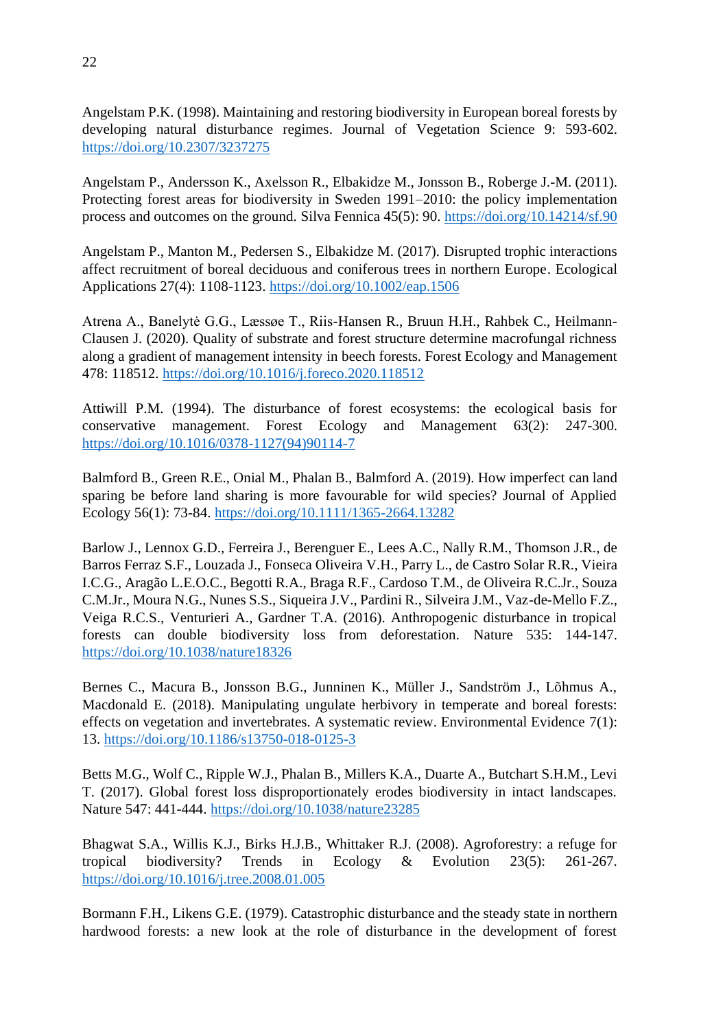Angelstam P.K. (1998). Maintaining and restoring biodiversity in European boreal forests by developing natural disturbance regimes. Journal of Vegetation Science 9: 593-602. https://doi.org/10.2307/3237275

Angelstam P., Andersson K., Axelsson R., Elbakidze M., Jonsson B., Roberge J.-M. (2011). Protecting forest areas for biodiversity in Sweden 1991–2010: the policy implementation process and outcomes on the ground. Silva Fennica 45(5): 90. https://doi.org/10.14214/sf.90

Angelstam P., Manton M., Pedersen S., Elbakidze M. (2017). Disrupted trophic interactions affect recruitment of boreal deciduous and coniferous trees in northern Europe. Ecological Applications 27(4): 1108-1123. https://doi.org/10.1002/eap.1506

Atrena A., Banelytė G.G., Læssøe T., Riis-Hansen R., Bruun H.H., Rahbek C., Heilmann-Clausen J. (2020). Quality of substrate and forest structure determine macrofungal richness along a gradient of management intensity in beech forests. Forest Ecology and Management 478: 118512. https://doi.org/10.1016/j.foreco.2020.118512

Attiwill P.M. (1994). The disturbance of forest ecosystems: the ecological basis for conservative management. Forest Ecology and Management 63(2): 247-300. https://doi.org/10.1016/0378-1127(94)90114-7

Balmford B., Green R.E., Onial M., Phalan B., Balmford A. (2019). How imperfect can land sparing be before land sharing is more favourable for wild species? Journal of Applied Ecology 56(1): 73-84. https://doi.org/10.1111/1365-2664.13282

Barlow J., Lennox G.D., Ferreira J., Berenguer E., Lees A.C., Nally R.M., Thomson J.R., de Barros Ferraz S.F., Louzada J., Fonseca Oliveira V.H., Parry L., de Castro Solar R.R., Vieira I.C.G., Aragão L.E.O.C., Begotti R.A., Braga R.F., Cardoso T.M., de Oliveira R.C.Jr., Souza C.M.Jr., Moura N.G., Nunes S.S., Siqueira J.V., Pardini R., Silveira J.M., Vaz-de-Mello F.Z., Veiga R.C.S., Venturieri A., Gardner T.A. (2016). Anthropogenic disturbance in tropical forests can double biodiversity loss from deforestation. Nature 535: 144-147. https://doi.org/10.1038/nature18326

Bernes C., Macura B., Jonsson B.G., Junninen K., Müller J., Sandström J., Lõhmus A., Macdonald E. (2018). Manipulating ungulate herbivory in temperate and boreal forests: effects on vegetation and invertebrates. A systematic review. Environmental Evidence 7(1): 13. https://doi.org/10.1186/s13750-018-0125-3

Betts M.G., Wolf C., Ripple W.J., Phalan B., Millers K.A., Duarte A., Butchart S.H.M., Levi T. (2017). Global forest loss disproportionately erodes biodiversity in intact landscapes. Nature 547: 441-444. https://doi.org/10.1038/nature23285

Bhagwat S.A., Willis K.J., Birks H.J.B., Whittaker R.J. (2008). Agroforestry: a refuge for tropical biodiversity? Trends in Ecology & Evolution 23(5): 261-267. https://doi.org/10.1016/j.tree.2008.01.005

Bormann F.H., Likens G.E. (1979). Catastrophic disturbance and the steady state in northern hardwood forests: a new look at the role of disturbance in the development of forest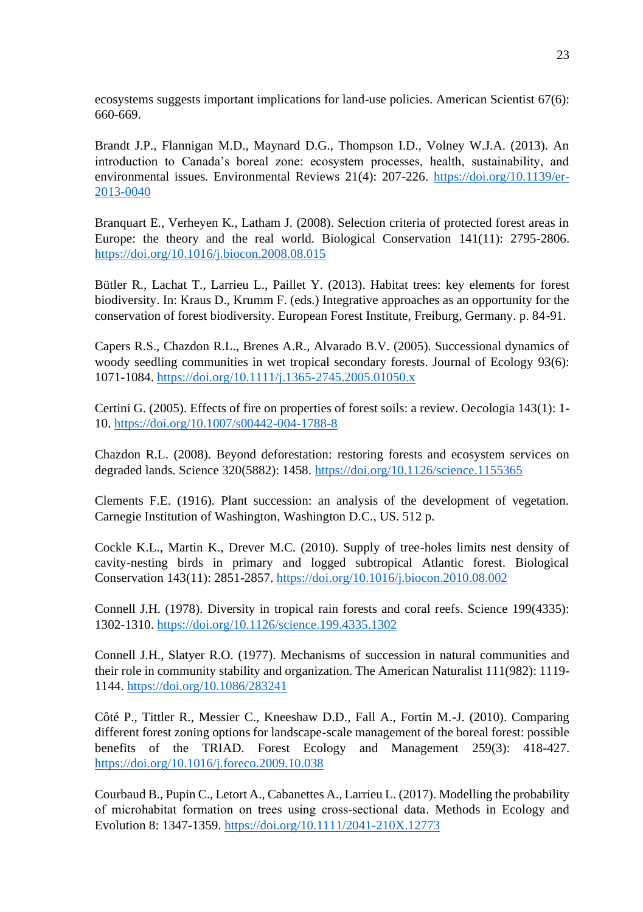ecosystems suggests important implications for land-use policies. American Scientist 67(6): 660-669.

Brandt J.P., Flannigan M.D., Maynard D.G., Thompson I.D., Volney W.J.A. (2013). An introduction to Canada's boreal zone: ecosystem processes, health, sustainability, and environmental issues. Environmental Reviews 21(4): 207-226. https://doi.org/10.1139/er-2013-0040

Branquart E., Verheyen K., Latham J. (2008). Selection criteria of protected forest areas in Europe: the theory and the real world. Biological Conservation 141(11): 2795-2806. https://doi.org/10.1016/j.biocon.2008.08.015

Bütler R., Lachat T., Larrieu L., Paillet Y. (2013). Habitat trees: key elements for forest biodiversity. In: Kraus D., Krumm F. (eds.) Integrative approaches as an opportunity for the conservation of forest biodiversity. European Forest Institute, Freiburg, Germany. p. 84-91.

Capers R.S., Chazdon R.L., Brenes A.R., Alvarado B.V. (2005). Successional dynamics of woody seedling communities in wet tropical secondary forests. Journal of Ecology 93(6): 1071-1084. https://doi.org/10.1111/j.1365-2745.2005.01050.x

Certini G. (2005). Effects of fire on properties of forest soils: a review. Oecologia 143(1): 1-10. https://doi.org/10.1007/s00442-004-1788-8

Chazdon R.L. (2008). Beyond deforestation: restoring forests and ecosystem services on degraded lands. Science 320(5882): 1458. https://doi.org/10.1126/science.1155365

Clements F.E. (1916). Plant succession: an analysis of the development of vegetation. Carnegie Institution of Washington, Washington D.C., US. 512 p.

Cockle K.L., Martin K., Drever M.C. (2010). Supply of tree-holes limits nest density of cavity-nesting birds in primary and logged subtropical Atlantic forest. Biological Conservation 143(11): 2851-2857. https://doi.org/10.1016/j.biocon.2010.08.002

Connell J.H. (1978). Diversity in tropical rain forests and coral reefs. Science 199(4335): 1302-1310. https://doi.org/10.1126/science.199.4335.1302

Connell J.H., Slatyer R.O. (1977). Mechanisms of succession in natural communities and their role in community stability and organization. The American Naturalist 111(982): 1119-1144. https://doi.org/10.1086/283241

Côté P., Tittler R., Messier C., Kneeshaw D.D., Fall A., Fortin M.-J. (2010). Comparing different forest zoning options for landscape-scale management of the boreal forest: possible benefits of the TRIAD. Forest Ecology and Management 259(3): 418-427. https://doi.org/10.1016/j.foreco.2009.10.038

Courbaud B., Pupin C., Letort A., Cabanettes A., Larrieu L. (2017). Modelling the probability of microhabitat formation on trees using cross-sectional data. Methods in Ecology and Evolution 8: 1347-1359. https://doi.org/10.1111/2041-210X.12773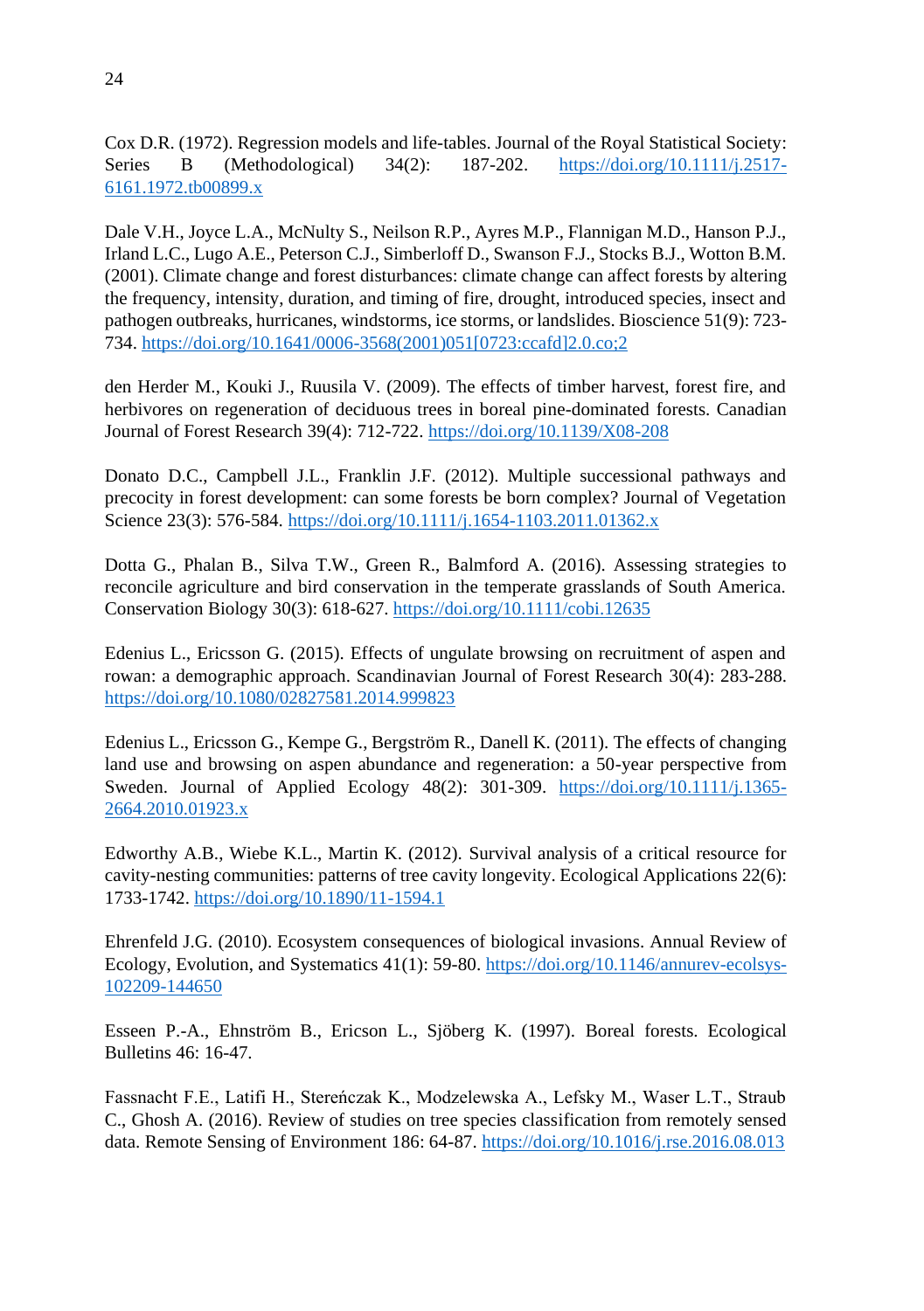Cox D.R. (1972). Regression models and life-tables. Journal of the Royal Statistical Society: Series B (Methodological) 34(2): 187-202. https://doi.org/10.1111/j.2517-6161.1972.tb00899.x

Dale V.H., Joyce L.A., McNulty S., Neilson R.P., Ayres M.P., Flannigan M.D., Hanson P.J., Irland L.C., Lugo A.E., Peterson C.J., Simberloff D., Swanson F.J., Stocks B.J., Wotton B.M. (2001). Climate change and forest disturbances: climate change can affect forests by altering the frequency, intensity, duration, and timing of fire, drought, introduced species, insect and pathogen outbreaks, hurricanes, windstorms, ice storms, or landslides. Bioscience 51(9): 723-734. https://doi.org/10.1641/0006-3568(2001)051[0723:ccafd]2.0.co;2

den Herder M., Kouki J., Ruusila V. (2009). The effects of timber harvest, forest fire, and herbivores on regeneration of deciduous trees in boreal pine-dominated forests. Canadian Journal of Forest Research 39(4): 712-722. https://doi.org/10.1139/X08-208

Donato D.C., Campbell J.L., Franklin J.F. (2012). Multiple successional pathways and precocity in forest development: can some forests be born complex? Journal of Vegetation Science 23(3): 576-584. https://doi.org/10.1111/j.1654-1103.2011.01362.x

Dotta G., Phalan B., Silva T.W., Green R., Balmford A. (2016). Assessing strategies to reconcile agriculture and bird conservation in the temperate grasslands of South America. Conservation Biology 30(3): 618-627. https://doi.org/10.1111/cobi.12635

Edenius L., Ericsson G. (2015). Effects of ungulate browsing on recruitment of aspen and rowan: a demographic approach. Scandinavian Journal of Forest Research 30(4): 283-288. https://doi.org/10.1080/02827581.2014.999823

Edenius L., Ericsson G., Kempe G., Bergström R., Danell K. (2011). The effects of changing land use and browsing on aspen abundance and regeneration: a 50-year perspective from Sweden. Journal of Applied Ecology 48(2): 301-309. https://doi.org/10.1111/j.1365-2664.2010.01923.x

Edworthy A.B., Wiebe K.L., Martin K. (2012). Survival analysis of a critical resource for cavity-nesting communities: patterns of tree cavity longevity. Ecological Applications 22(6): 1733-1742. https://doi.org/10.1890/11-1594.1

Ehrenfeld J.G. (2010). Ecosystem consequences of biological invasions. Annual Review of Ecology, Evolution, and Systematics 41(1): 59-80. https://doi.org/10.1146/annurev-ecolsys-102209-144650

Esseen P.-A., Ehnström B., Ericson L., Sjöberg K. (1997). Boreal forests. Ecological Bulletins 46: 16-47.

Fassnacht F.E., Latifi H., Stereńczak K., Modzelewska A., Lefsky M., Waser L.T., Straub C., Ghosh A. (2016). Review of studies on tree species classification from remotely sensed data. Remote Sensing of Environment 186: 64-87. https://doi.org/10.1016/j.rse.2016.08.013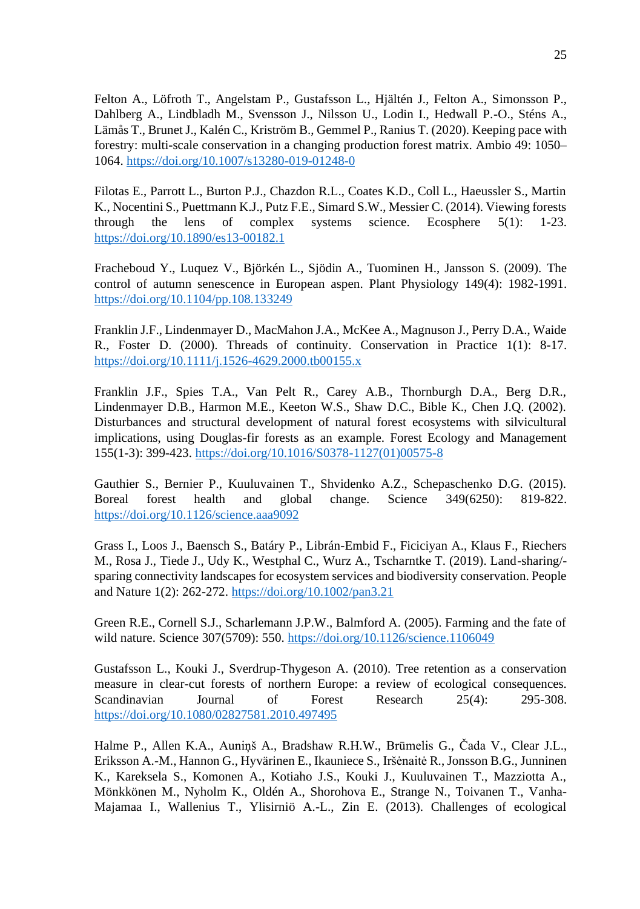Felton A., Löfroth T., Angelstam P., Gustafsson L., Hjältén J., Felton A., Simonsson P., Dahlberg A., Lindbladh M., Svensson J., Nilsson U., Lodin I., Hedwall P.-O., Sténs A., Lämås T., Brunet J., Kalén C., Kriström B., Gemmel P., Ranius T. (2020). Keeping pace with forestry: multi-scale conservation in a changing production forest matrix. Ambio 49: 1050–1064. https://doi.org/10.1007/s13280-019-01248-0

Filotas E., Parrott L., Burton P.J., Chazdon R.L., Coates K.D., Coll L., Haeussler S., Martin K., Nocentini S., Puettmann K.J., Putz F.E., Simard S.W., Messier C. (2014). Viewing forests through the lens of complex systems science. Ecosphere 5(1): 1-23. https://doi.org/10.1890/es13-00182.1

Fracheboud Y., Luquez V., Björkén L., Sjödin A., Tuominen H., Jansson S. (2009). The control of autumn senescence in European aspen. Plant Physiology 149(4): 1982-1991. https://doi.org/10.1104/pp.108.133249

Franklin J.F., Lindenmayer D., MacMahon J.A., McKee A., Magnuson J., Perry D.A., Waide R., Foster D. (2000). Threads of continuity. Conservation in Practice 1(1): 8-17. https://doi.org/10.1111/j.1526-4629.2000.tb00155.x

Franklin J.F., Spies T.A., Van Pelt R., Carey A.B., Thornburgh D.A., Berg D.R., Lindenmayer D.B., Harmon M.E., Keeton W.S., Shaw D.C., Bible K., Chen J.Q. (2002). Disturbances and structural development of natural forest ecosystems with silvicultural implications, using Douglas-fir forests as an example. Forest Ecology and Management 155(1-3): 399-423. https://doi.org/10.1016/S0378-1127(01)00575-8

Gauthier S., Bernier P., Kuuluvainen T., Shvidenko A.Z., Schepaschenko D.G. (2015). Boreal forest health and global change. Science 349(6250): 819-822. https://doi.org/10.1126/science.aaa9092

Grass I., Loos J., Baensch S., Batáry P., Librán-Embid F., Ficiciyan A., Klaus F., Riechers M., Rosa J., Tiede J., Udy K., Westphal C., Wurz A., Tscharntke T. (2019). Land-sharing/-sparing connectivity landscapes for ecosystem services and biodiversity conservation. People and Nature 1(2): 262-272. https://doi.org/10.1002/pan3.21

Green R.E., Cornell S.J., Scharlemann J.P.W., Balmford A. (2005). Farming and the fate of wild nature. Science 307(5709): 550. https://doi.org/10.1126/science.1106049

Gustafsson L., Kouki J., Sverdrup-Thygeson A. (2010). Tree retention as a conservation measure in clear-cut forests of northern Europe: a review of ecological consequences. Scandinavian Journal of Forest Research 25(4): 295-308. https://doi.org/10.1080/02827581.2010.497495

Halme P., Allen K.A., Auniņš A., Bradshaw R.H.W., Brūmelis G., Čada V., Clear J.L., Eriksson A.-M., Hannon G., Hyvärinen E., Ikauniece S., Iršėnaitė R., Jonsson B.G., Junninen K., Kareksela S., Komonen A., Kotiaho J.S., Kouki J., Kuuluvainen T., Mazziotta A., Mönkkönen M., Nyholm K., Oldén A., Shorohova E., Strange N., Toivanen T., Vanha-Majamaa I., Wallenius T., Ylisirniö A.-L., Zin E. (2013). Challenges of ecological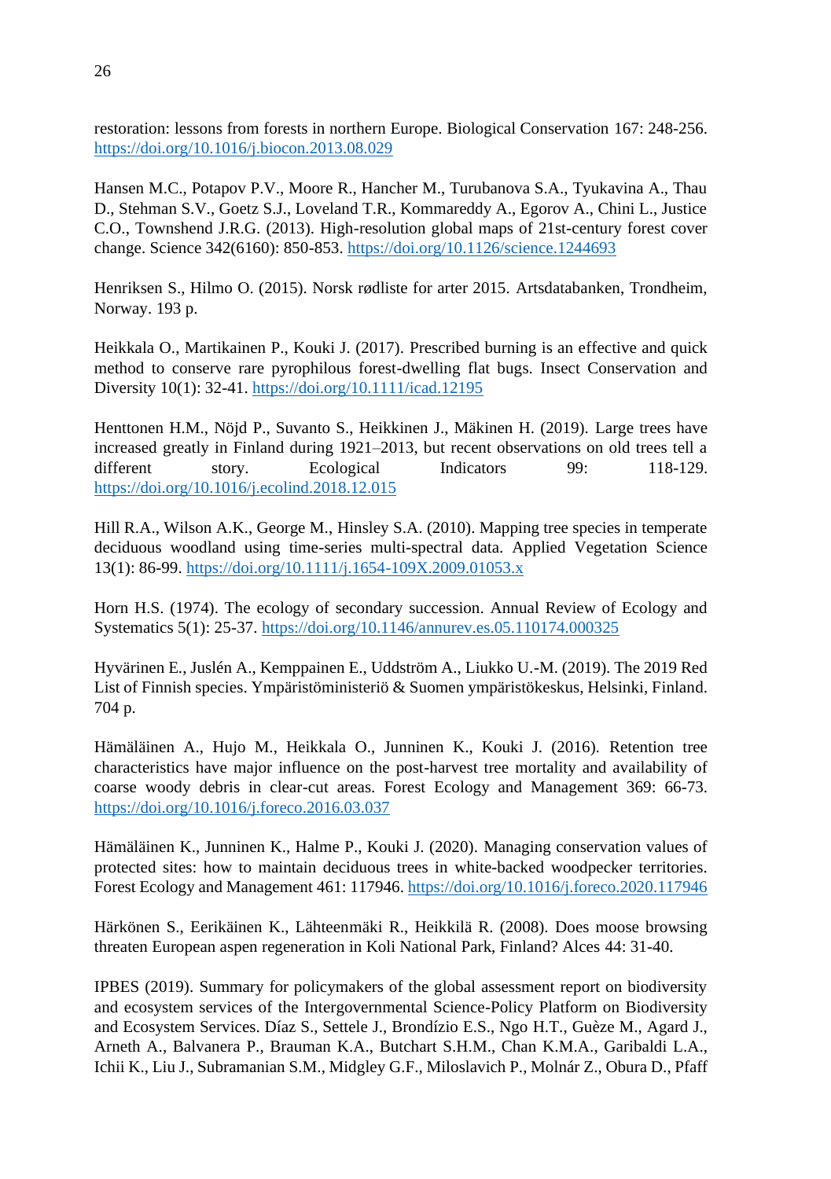restoration: lessons from forests in northern Europe. Biological Conservation 167: 248-256. https://doi.org/10.1016/j.biocon.2013.08.029

Hansen M.C., Potapov P.V., Moore R., Hancher M., Turubanova S.A., Tyukavina A., Thau D., Stehman S.V., Goetz S.J., Loveland T.R., Kommareddy A., Egorov A., Chini L., Justice C.O., Townshend J.R.G. (2013). High-resolution global maps of 21st-century forest cover change. Science 342(6160): 850-853. https://doi.org/10.1126/science.1244693

Henriksen S., Hilmo O. (2015). Norsk rødliste for arter 2015. Artsdatabanken, Trondheim, Norway. 193 p.

Heikkala O., Martikainen P., Kouki J. (2017). Prescribed burning is an effective and quick method to conserve rare pyrophilous forest-dwelling flat bugs. Insect Conservation and Diversity 10(1): 32-41. https://doi.org/10.1111/icad.12195

Henttonen H.M., Nöjd P., Suvanto S., Heikkinen J., Mäkinen H. (2019). Large trees have increased greatly in Finland during 1921–2013, but recent observations on old trees tell a different story. Ecological Indicators 99: 118-129. https://doi.org/10.1016/j.ecolind.2018.12.015

Hill R.A., Wilson A.K., George M., Hinsley S.A. (2010). Mapping tree species in temperate deciduous woodland using time-series multi-spectral data. Applied Vegetation Science 13(1): 86-99. https://doi.org/10.1111/j.1654-109X.2009.01053.x

Horn H.S. (1974). The ecology of secondary succession. Annual Review of Ecology and Systematics 5(1): 25-37. https://doi.org/10.1146/annurev.es.05.110174.000325

Hyvärinen E., Juslén A., Kemppainen E., Uddström A., Liukko U.-M. (2019). The 2019 Red List of Finnish species. Ympäristöministeriö & Suomen ympäristökeskus, Helsinki, Finland. 704 p.

Hämäläinen A., Hujo M., Heikkala O., Junninen K., Kouki J. (2016). Retention tree characteristics have major influence on the post-harvest tree mortality and availability of coarse woody debris in clear-cut areas. Forest Ecology and Management 369: 66-73. https://doi.org/10.1016/j.foreco.2016.03.037

Hämäläinen K., Junninen K., Halme P., Kouki J. (2020). Managing conservation values of protected sites: how to maintain deciduous trees in white-backed woodpecker territories. Forest Ecology and Management 461: 117946. https://doi.org/10.1016/j.foreco.2020.117946

Härkönen S., Eerikäinen K., Lähteenmäki R., Heikkilä R. (2008). Does moose browsing threaten European aspen regeneration in Koli National Park, Finland? Alces 44: 31-40.

IPBES (2019). Summary for policymakers of the global assessment report on biodiversity and ecosystem services of the Intergovernmental Science-Policy Platform on Biodiversity and Ecosystem Services. Díaz S., Settele J., Brondízio E.S., Ngo H.T., Guèze M., Agard J., Arneth A., Balvanera P., Brauman K.A., Butchart S.H.M., Chan K.M.A., Garibaldi L.A., Ichii K., Liu J., Subramanian S.M., Midgley G.F., Miloslavich P., Molnár Z., Obura D., Pfaff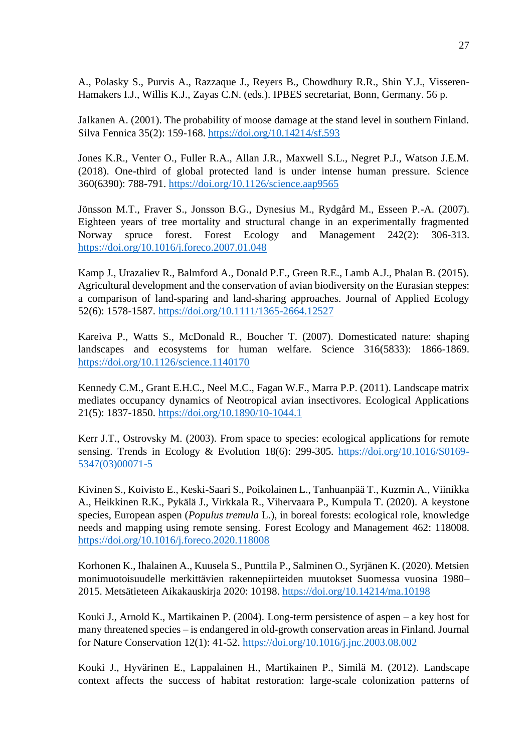A., Polasky S., Purvis A., Razzaque J., Reyers B., Chowdhury R.R., Shin Y.J., Visseren-Hamakers I.J., Willis K.J., Zayas C.N. (eds.). IPBES secretariat, Bonn, Germany. 56 p.

Jalkanen A. (2001). The probability of moose damage at the stand level in southern Finland. Silva Fennica 35(2): 159-168. https://doi.org/10.14214/sf.593

Jones K.R., Venter O., Fuller R.A., Allan J.R., Maxwell S.L., Negret P.J., Watson J.E.M. (2018). One-third of global protected land is under intense human pressure. Science 360(6390): 788-791. https://doi.org/10.1126/science.aap9565

Jönsson M.T., Fraver S., Jonsson B.G., Dynesius M., Rydgård M., Esseen P.-A. (2007). Eighteen years of tree mortality and structural change in an experimentally fragmented Norway spruce forest. Forest Ecology and Management 242(2): 306-313. https://doi.org/10.1016/j.foreco.2007.01.048

Kamp J., Urazaliev R., Balmford A., Donald P.F., Green R.E., Lamb A.J., Phalan B. (2015). Agricultural development and the conservation of avian biodiversity on the Eurasian steppes: a comparison of land-sparing and land-sharing approaches. Journal of Applied Ecology 52(6): 1578-1587. https://doi.org/10.1111/1365-2664.12527

Kareiva P., Watts S., McDonald R., Boucher T. (2007). Domesticated nature: shaping landscapes and ecosystems for human welfare. Science 316(5833): 1866-1869. https://doi.org/10.1126/science.1140170

Kennedy C.M., Grant E.H.C., Neel M.C., Fagan W.F., Marra P.P. (2011). Landscape matrix mediates occupancy dynamics of Neotropical avian insectivores. Ecological Applications 21(5): 1837-1850. https://doi.org/10.1890/10-1044.1

Kerr J.T., Ostrovsky M. (2003). From space to species: ecological applications for remote sensing. Trends in Ecology & Evolution 18(6): 299-305. https://doi.org/10.1016/S0169-5347(03)00071-5

Kivinen S., Koivisto E., Keski-Saari S., Poikolainen L., Tanhuanpää T., Kuzmin A., Viinikka A., Heikkinen R.K., Pykälä J., Virkkala R., Vihervaara P., Kumpula T. (2020). A keystone species, European aspen (*Populus tremula* L.), in boreal forests: ecological role, knowledge needs and mapping using remote sensing. Forest Ecology and Management 462: 118008. https://doi.org/10.1016/j.foreco.2020.118008

Korhonen K., Ihalainen A., Kuusela S., Punttila P., Salminen O., Syrjänen K. (2020). Metsien monimuotoisuudelle merkittävien rakennepiirteiden muutokset Suomessa vuosina 1980–2015. Metsätieteen Aikakauskirja 2020: 10198. https://doi.org/10.14214/ma.10198

Kouki J., Arnold K., Martikainen P. (2004). Long-term persistence of aspen – a key host for many threatened species – is endangered in old-growth conservation areas in Finland. Journal for Nature Conservation 12(1): 41-52. https://doi.org/10.1016/j.jnc.2003.08.002

Kouki J., Hyvärinen E., Lappalainen H., Martikainen P., Similä M. (2012). Landscape context affects the success of habitat restoration: large-scale colonization patterns of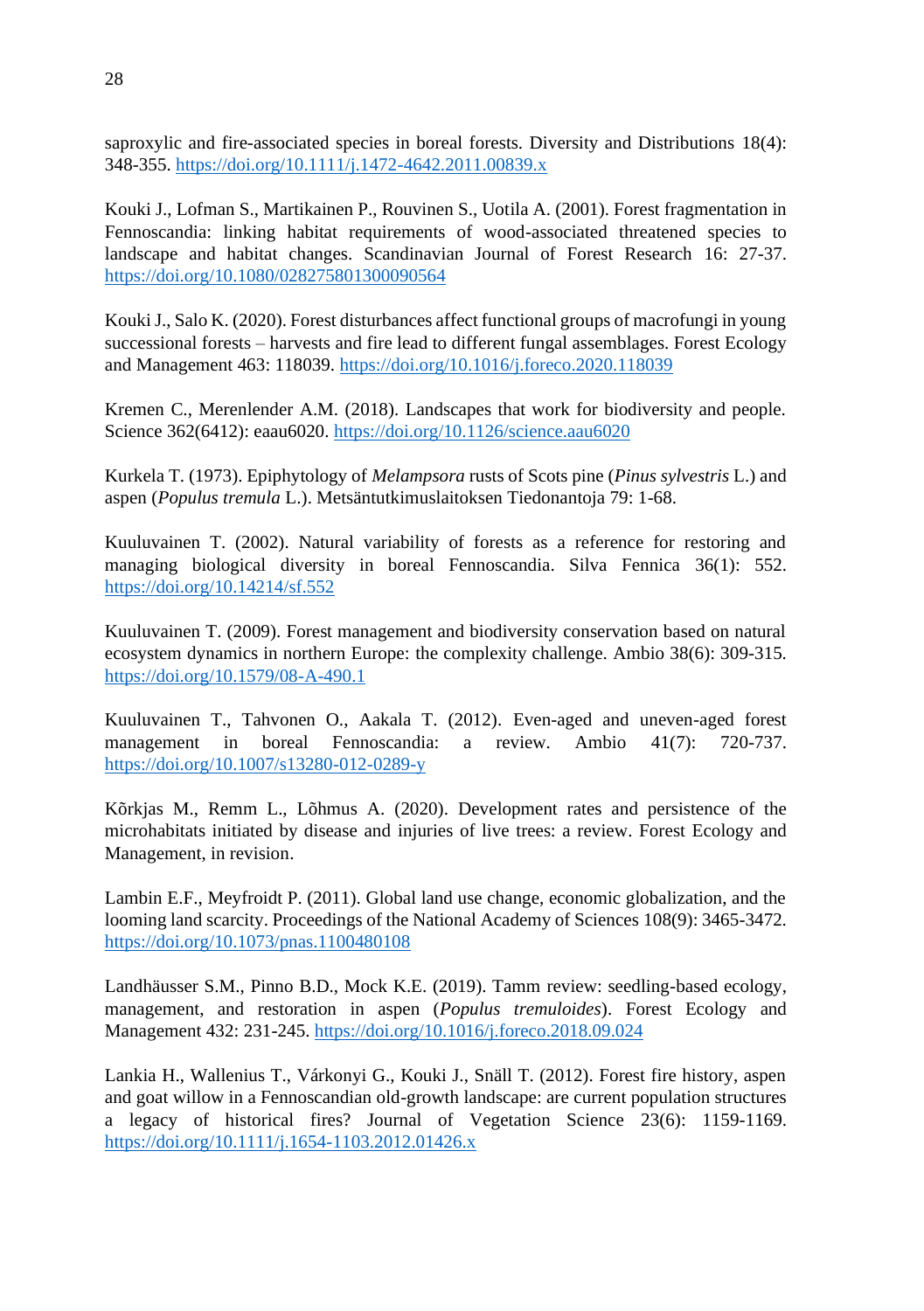saproxylic and fire-associated species in boreal forests. Diversity and Distributions 18(4): 348-355. https://doi.org/10.1111/j.1472-4642.2011.00839.x

Kouki J., Lofman S., Martikainen P., Rouvinen S., Uotila A. (2001). Forest fragmentation in Fennoscandia: linking habitat requirements of wood-associated threatened species to landscape and habitat changes. Scandinavian Journal of Forest Research 16: 27-37. https://doi.org/10.1080/028275801300090564

Kouki J., Salo K. (2020). Forest disturbances affect functional groups of macrofungi in young successional forests – harvests and fire lead to different fungal assemblages. Forest Ecology and Management 463: 118039. https://doi.org/10.1016/j.foreco.2020.118039

Kremen C., Merenlender A.M. (2018). Landscapes that work for biodiversity and people. Science 362(6412): eaau6020. https://doi.org/10.1126/science.aau6020

Kurkela T. (1973). Epiphytology of *Melampsora* rusts of Scots pine (*Pinus sylvestris* L.) and aspen (*Populus tremula* L.). Metsäntutkimuslaitoksen Tiedonantoja 79: 1-68.

Kuuluvainen T. (2002). Natural variability of forests as a reference for restoring and managing biological diversity in boreal Fennoscandia. Silva Fennica 36(1): 552. https://doi.org/10.14214/sf.552

Kuuluvainen T. (2009). Forest management and biodiversity conservation based on natural ecosystem dynamics in northern Europe: the complexity challenge. Ambio 38(6): 309-315. https://doi.org/10.1579/08-A-490.1

Kuuluvainen T., Tahvonen O., Aakala T. (2012). Even-aged and uneven-aged forest management in boreal Fennoscandia: a review. Ambio 41(7): 720-737. https://doi.org/10.1007/s13280-012-0289-y

Kõrkjas M., Remm L., Lõhmus A. (2020). Development rates and persistence of the microhabitats initiated by disease and injuries of live trees: a review. Forest Ecology and Management, in revision.

Lambin E.F., Meyfroidt P. (2011). Global land use change, economic globalization, and the looming land scarcity. Proceedings of the National Academy of Sciences 108(9): 3465-3472. https://doi.org/10.1073/pnas.1100480108

Landhäusser S.M., Pinno B.D., Mock K.E. (2019). Tamm review: seedling-based ecology, management, and restoration in aspen (*Populus tremuloides*). Forest Ecology and Management 432: 231-245. https://doi.org/10.1016/j.foreco.2018.09.024

Lankia H., Wallenius T., Várkonyi G., Kouki J., Snäll T. (2012). Forest fire history, aspen and goat willow in a Fennoscandian old-growth landscape: are current population structures a legacy of historical fires? Journal of Vegetation Science 23(6): 1159-1169. https://doi.org/10.1111/j.1654-1103.2012.01426.x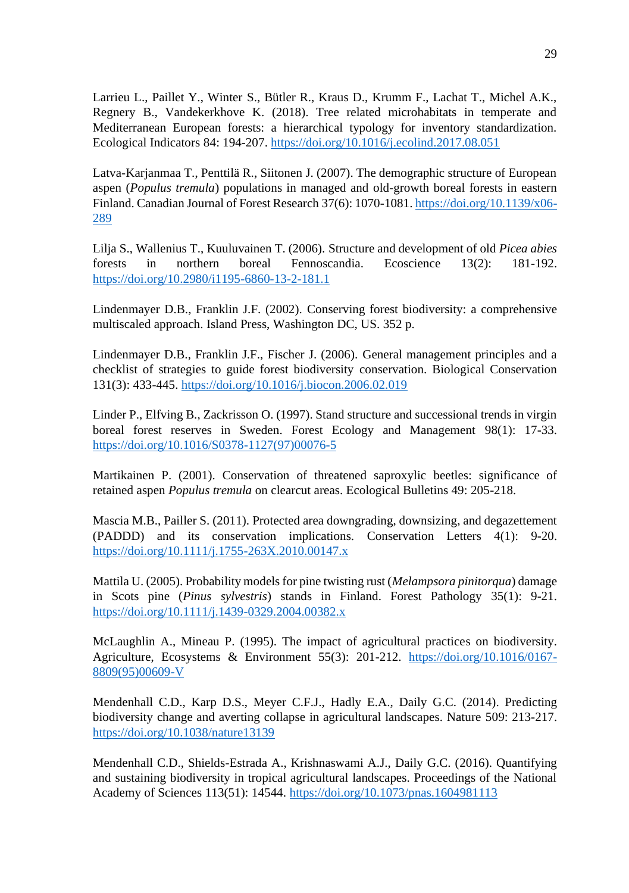Larrieu L., Paillet Y., Winter S., Bütler R., Kraus D., Krumm F., Lachat T., Michel A.K., Regnery B., Vandekerkhove K. (2018). Tree related microhabitats in temperate and Mediterranean European forests: a hierarchical typology for inventory standardization. Ecological Indicators 84: 194-207. https://doi.org/10.1016/j.ecolind.2017.08.051

Latva-Karjanmaa T., Penttilä R., Siitonen J. (2007). The demographic structure of European aspen (*Populus tremula*) populations in managed and old-growth boreal forests in eastern Finland. Canadian Journal of Forest Research 37(6): 1070-1081. https://doi.org/10.1139/x06-289

Lilja S., Wallenius T., Kuuluvainen T. (2006). Structure and development of old *Picea abies* forests in northern boreal Fennoscandia. Ecoscience 13(2): 181-192. https://doi.org/10.2980/i1195-6860-13-2-181.1

Lindenmayer D.B., Franklin J.F. (2002). Conserving forest biodiversity: a comprehensive multiscaled approach. Island Press, Washington DC, US. 352 p.

Lindenmayer D.B., Franklin J.F., Fischer J. (2006). General management principles and a checklist of strategies to guide forest biodiversity conservation. Biological Conservation 131(3): 433-445. https://doi.org/10.1016/j.biocon.2006.02.019

Linder P., Elfving B., Zackrisson O. (1997). Stand structure and successional trends in virgin boreal forest reserves in Sweden. Forest Ecology and Management 98(1): 17-33. https://doi.org/10.1016/S0378-1127(97)00076-5

Martikainen P. (2001). Conservation of threatened saproxylic beetles: significance of retained aspen *Populus tremula* on clearcut areas. Ecological Bulletins 49: 205-218.

Mascia M.B., Pailler S. (2011). Protected area downgrading, downsizing, and degazettement (PADDD) and its conservation implications. Conservation Letters 4(1): 9-20. https://doi.org/10.1111/j.1755-263X.2010.00147.x

Mattila U. (2005). Probability models for pine twisting rust (*Melampsora pinitorqua*) damage in Scots pine (*Pinus sylvestris*) stands in Finland. Forest Pathology 35(1): 9-21. https://doi.org/10.1111/j.1439-0329.2004.00382.x

McLaughlin A., Mineau P. (1995). The impact of agricultural practices on biodiversity. Agriculture, Ecosystems & Environment 55(3): 201-212. https://doi.org/10.1016/0167-8809(95)00609-V

Mendenhall C.D., Karp D.S., Meyer C.F.J., Hadly E.A., Daily G.C. (2014). Predicting biodiversity change and averting collapse in agricultural landscapes. Nature 509: 213-217. https://doi.org/10.1038/nature13139

Mendenhall C.D., Shields-Estrada A., Krishnaswami A.J., Daily G.C. (2016). Quantifying and sustaining biodiversity in tropical agricultural landscapes. Proceedings of the National Academy of Sciences 113(51): 14544. https://doi.org/10.1073/pnas.1604981113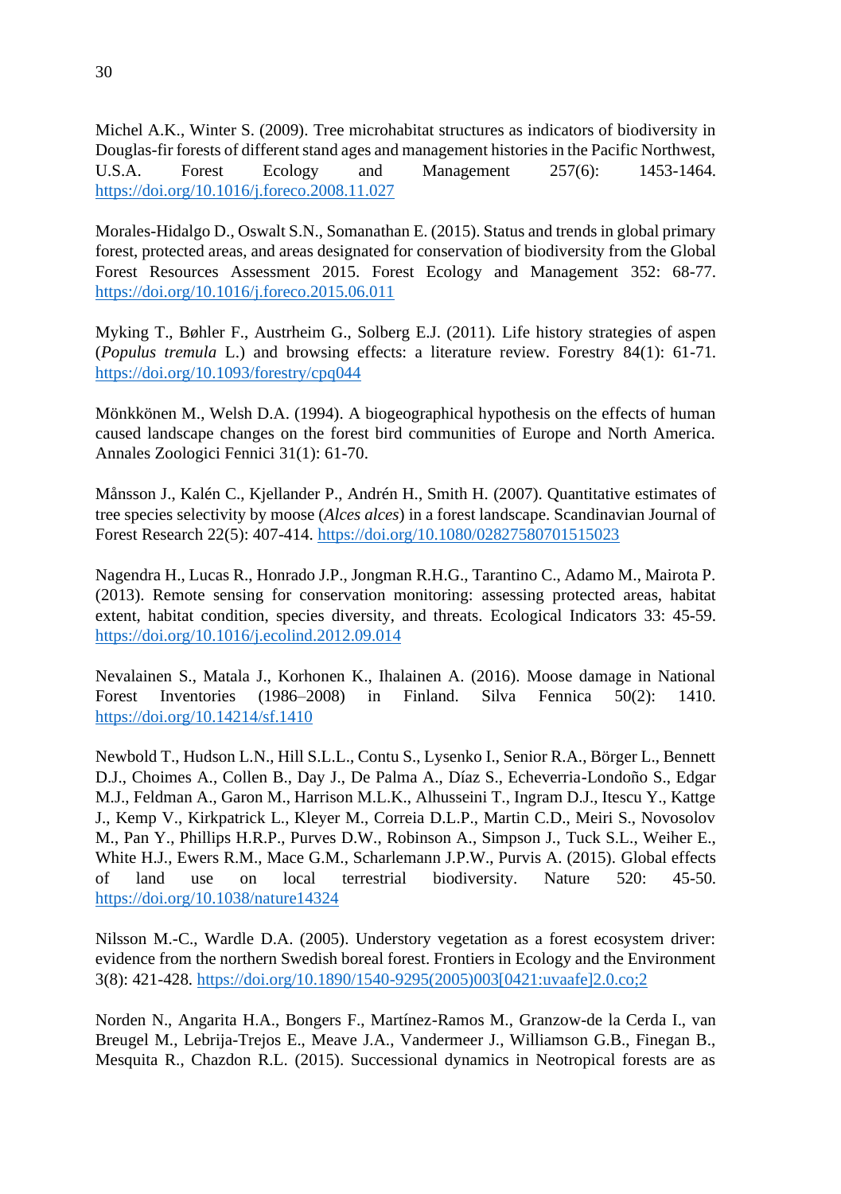Michel A.K., Winter S. (2009). Tree microhabitat structures as indicators of biodiversity in Douglas-fir forests of different stand ages and management histories in the Pacific Northwest, U.S.A. Forest Ecology and Management 257(6): 1453-1464. https://doi.org/10.1016/j.foreco.2008.11.027

Morales-Hidalgo D., Oswalt S.N., Somanathan E. (2015). Status and trends in global primary forest, protected areas, and areas designated for conservation of biodiversity from the Global Forest Resources Assessment 2015. Forest Ecology and Management 352: 68-77. https://doi.org/10.1016/j.foreco.2015.06.011

Myking T., Bøhler F., Austrheim G., Solberg E.J. (2011). Life history strategies of aspen (*Populus tremula* L.) and browsing effects: a literature review. Forestry 84(1): 61-71. https://doi.org/10.1093/forestry/cpq044

Mönkkönen M., Welsh D.A. (1994). A biogeographical hypothesis on the effects of human caused landscape changes on the forest bird communities of Europe and North America. Annales Zoologici Fennici 31(1): 61-70.

Månsson J., Kalén C., Kjellander P., Andrén H., Smith H. (2007). Quantitative estimates of tree species selectivity by moose (*Alces alces*) in a forest landscape. Scandinavian Journal of Forest Research 22(5): 407-414. https://doi.org/10.1080/02827580701515023

Nagendra H., Lucas R., Honrado J.P., Jongman R.H.G., Tarantino C., Adamo M., Mairota P. (2013). Remote sensing for conservation monitoring: assessing protected areas, habitat extent, habitat condition, species diversity, and threats. Ecological Indicators 33: 45-59. https://doi.org/10.1016/j.ecolind.2012.09.014

Nevalainen S., Matala J., Korhonen K., Ihalainen A. (2016). Moose damage in National Forest Inventories (1986–2008) in Finland. Silva Fennica 50(2): 1410. https://doi.org/10.14214/sf.1410

Newbold T., Hudson L.N., Hill S.L.L., Contu S., Lysenko I., Senior R.A., Börger L., Bennett D.J., Choimes A., Collen B., Day J., De Palma A., Díaz S., Echeverria-Londoño S., Edgar M.J., Feldman A., Garon M., Harrison M.L.K., Alhusseini T., Ingram D.J., Itescu Y., Kattge J., Kemp V., Kirkpatrick L., Kleyer M., Correia D.L.P., Martin C.D., Meiri S., Novosolov M., Pan Y., Phillips H.R.P., Purves D.W., Robinson A., Simpson J., Tuck S.L., Weiher E., White H.J., Ewers R.M., Mace G.M., Scharlemann J.P.W., Purvis A. (2015). Global effects of land use on local terrestrial biodiversity. Nature 520: 45-50. https://doi.org/10.1038/nature14324

Nilsson M.-C., Wardle D.A. (2005). Understory vegetation as a forest ecosystem driver: evidence from the northern Swedish boreal forest. Frontiers in Ecology and the Environment 3(8): 421-428. https://doi.org/10.1890/1540-9295(2005)003[0421:uvaafe]2.0.co;2

Norden N., Angarita H.A., Bongers F., Martínez-Ramos M., Granzow-de la Cerda I., van Breugel M., Lebrija-Trejos E., Meave J.A., Vandermeer J., Williamson G.B., Finegan B., Mesquita R., Chazdon R.L. (2015). Successional dynamics in Neotropical forests are as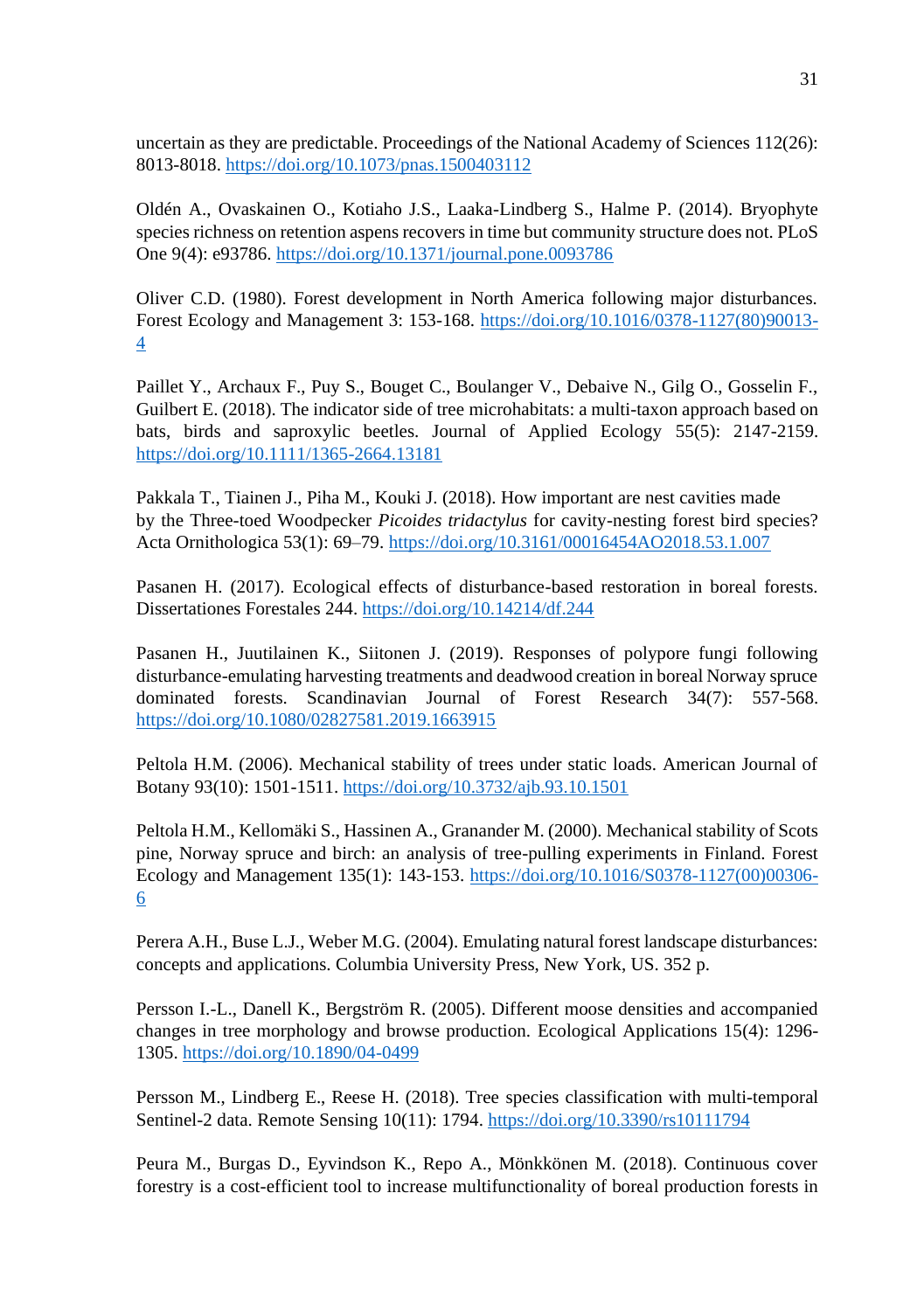uncertain as they are predictable. Proceedings of the National Academy of Sciences 112(26): 8013-8018. https://doi.org/10.1073/pnas.1500403112

Oldén A., Ovaskainen O., Kotiaho J.S., Laaka-Lindberg S., Halme P. (2014). Bryophyte species richness on retention aspens recovers in time but community structure does not. PLoS One 9(4): e93786. https://doi.org/10.1371/journal.pone.0093786

Oliver C.D. (1980). Forest development in North America following major disturbances. Forest Ecology and Management 3: 153-168. https://doi.org/10.1016/0378-1127(80)90013-4

Paillet Y., Archaux F., Puy S., Bouget C., Boulanger V., Debaive N., Gilg O., Gosselin F., Guilbert E. (2018). The indicator side of tree microhabitats: a multi-taxon approach based on bats, birds and saproxylic beetles. Journal of Applied Ecology 55(5): 2147-2159. https://doi.org/10.1111/1365-2664.13181

Pakkala T., Tiainen J., Piha M., Kouki J. (2018). How important are nest cavities made by the Three-toed Woodpecker *Picoides tridactylus* for cavity-nesting forest bird species? Acta Ornithologica 53(1): 69–79. https://doi.org/10.3161/00016454AO2018.53.1.007

Pasanen H. (2017). Ecological effects of disturbance-based restoration in boreal forests. Dissertationes Forestales 244. https://doi.org/10.14214/df.244

Pasanen H., Juutilainen K., Siitonen J. (2019). Responses of polypore fungi following disturbance-emulating harvesting treatments and deadwood creation in boreal Norway spruce dominated forests. Scandinavian Journal of Forest Research 34(7): 557-568. https://doi.org/10.1080/02827581.2019.1663915

Peltola H.M. (2006). Mechanical stability of trees under static loads. American Journal of Botany 93(10): 1501-1511. https://doi.org/10.3732/ajb.93.10.1501

Peltola H.M., Kellomäki S., Hassinen A., Granander M. (2000). Mechanical stability of Scots pine, Norway spruce and birch: an analysis of tree-pulling experiments in Finland. Forest Ecology and Management 135(1): 143-153. https://doi.org/10.1016/S0378-1127(00)00306-6

Perera A.H., Buse L.J., Weber M.G. (2004). Emulating natural forest landscape disturbances: concepts and applications. Columbia University Press, New York, US. 352 p.

Persson I.-L., Danell K., Bergström R. (2005). Different moose densities and accompanied changes in tree morphology and browse production. Ecological Applications 15(4): 1296-1305. https://doi.org/10.1890/04-0499

Persson M., Lindberg E., Reese H. (2018). Tree species classification with multi-temporal Sentinel-2 data. Remote Sensing 10(11): 1794. https://doi.org/10.3390/rs10111794

Peura M., Burgas D., Eyvindson K., Repo A., Mönkkönen M. (2018). Continuous cover forestry is a cost-efficient tool to increase multifunctionality of boreal production forests in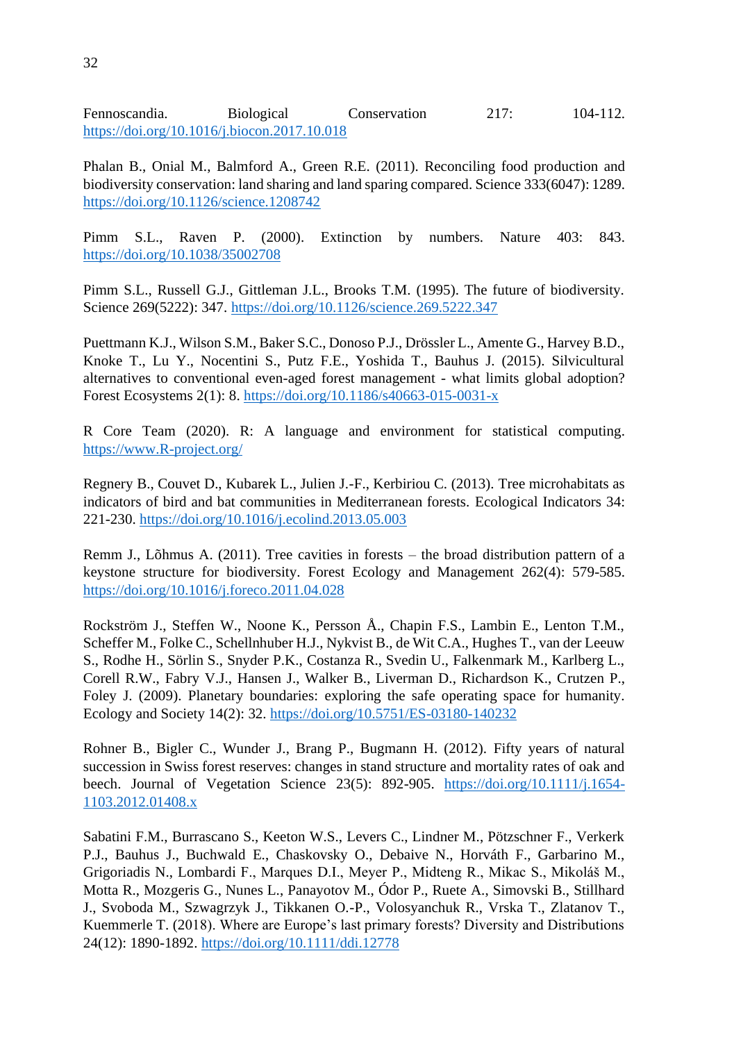Fennoscandia. Biological Conservation 217: 104-112. https://doi.org/10.1016/j.biocon.2017.10.018

Phalan B., Onial M., Balmford A., Green R.E. (2011). Reconciling food production and biodiversity conservation: land sharing and land sparing compared. Science 333(6047): 1289. https://doi.org/10.1126/science.1208742

Pimm S.L., Raven P. (2000). Extinction by numbers. Nature 403: 843. https://doi.org/10.1038/35002708

Pimm S.L., Russell G.J., Gittleman J.L., Brooks T.M. (1995). The future of biodiversity. Science 269(5222): 347. https://doi.org/10.1126/science.269.5222.347

Puettmann K.J., Wilson S.M., Baker S.C., Donoso P.J., Drössler L., Amente G., Harvey B.D., Knoke T., Lu Y., Nocentini S., Putz F.E., Yoshida T., Bauhus J. (2015). Silvicultural alternatives to conventional even-aged forest management - what limits global adoption? Forest Ecosystems 2(1): 8. https://doi.org/10.1186/s40663-015-0031-x

R Core Team (2020). R: A language and environment for statistical computing. https://www.R-project.org/

Regnery B., Couvet D., Kubarek L., Julien J.-F., Kerbiriou C. (2013). Tree microhabitats as indicators of bird and bat communities in Mediterranean forests. Ecological Indicators 34: 221-230. https://doi.org/10.1016/j.ecolind.2013.05.003

Remm J., Lõhmus A. (2011). Tree cavities in forests – the broad distribution pattern of a keystone structure for biodiversity. Forest Ecology and Management 262(4): 579-585. https://doi.org/10.1016/j.foreco.2011.04.028

Rockström J., Steffen W., Noone K., Persson Å., Chapin F.S., Lambin E., Lenton T.M., Scheffer M., Folke C., Schellnhuber H.J., Nykvist B., de Wit C.A., Hughes T., van der Leeuw S., Rodhe H., Sörlin S., Snyder P.K., Costanza R., Svedin U., Falkenmark M., Karlberg L., Corell R.W., Fabry V.J., Hansen J., Walker B., Liverman D., Richardson K., Crutzen P., Foley J. (2009). Planetary boundaries: exploring the safe operating space for humanity. Ecology and Society 14(2): 32. https://doi.org/10.5751/ES-03180-140232

Rohner B., Bigler C., Wunder J., Brang P., Bugmann H. (2012). Fifty years of natural succession in Swiss forest reserves: changes in stand structure and mortality rates of oak and beech. Journal of Vegetation Science 23(5): 892-905. https://doi.org/10.1111/j.1654-1103.2012.01408.x

Sabatini F.M., Burrascano S., Keeton W.S., Levers C., Lindner M., Pötzschner F., Verkerk P.J., Bauhus J., Buchwald E., Chaskovsky O., Debaive N., Horváth F., Garbarino M., Grigoriadis N., Lombardi F., Marques D.I., Meyer P., Midteng R., Mikac S., Mikoláš M., Motta R., Mozgeris G., Nunes L., Panayotov M., Ódor P., Ruete A., Simovski B., Stillhard J., Svoboda M., Szwagrzyk J., Tikkanen O.-P., Volosyanchuk R., Vrska T., Zlatanov T., Kuemmerle T. (2018). Where are Europe's last primary forests? Diversity and Distributions 24(12): 1890-1892. https://doi.org/10.1111/ddi.12778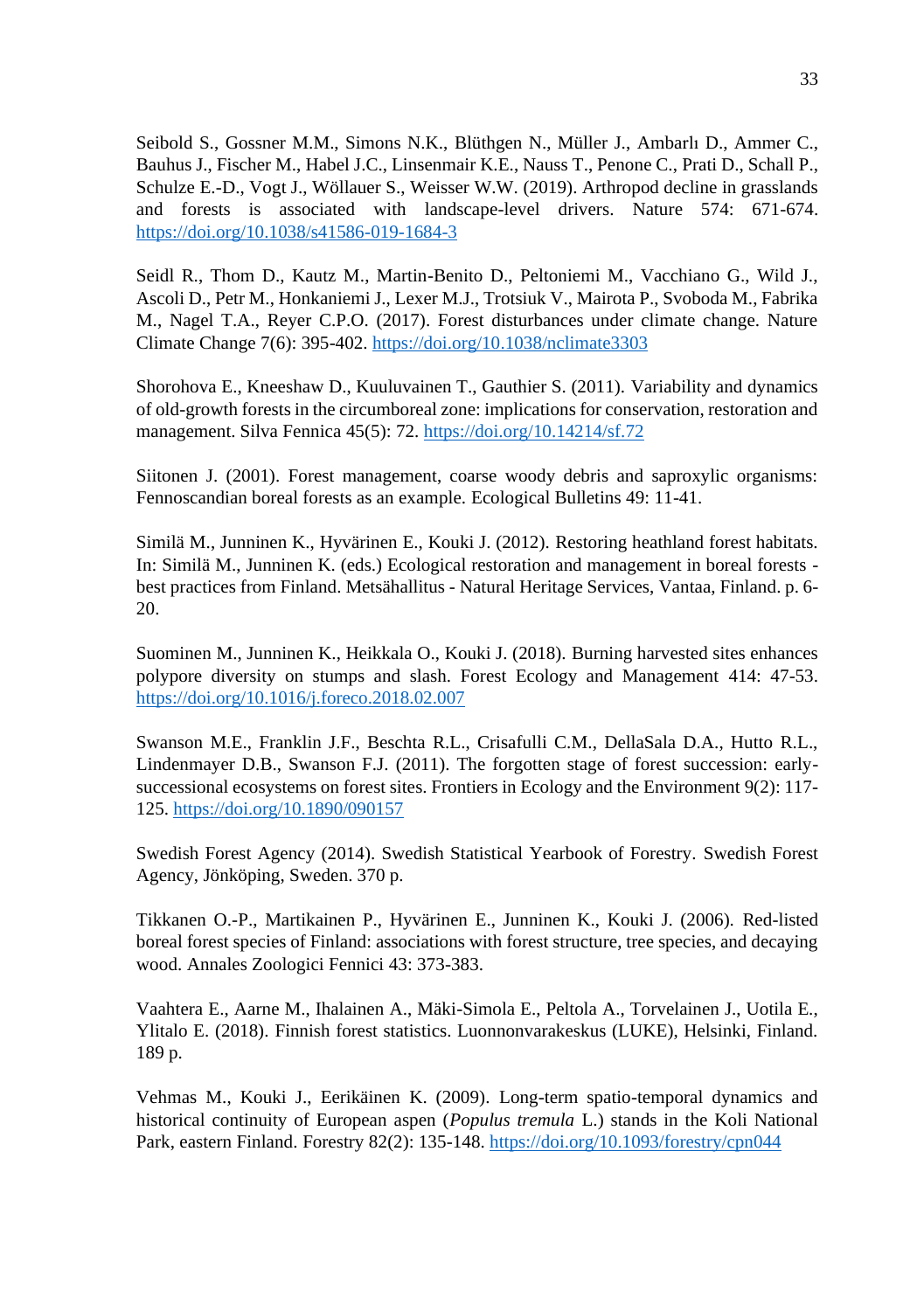Seibold S., Gossner M.M., Simons N.K., Blüthgen N., Müller J., Ambarlı D., Ammer C., Bauhus J., Fischer M., Habel J.C., Linsenmair K.E., Nauss T., Penone C., Prati D., Schall P., Schulze E.-D., Vogt J., Wöllauer S., Weisser W.W. (2019). Arthropod decline in grasslands and forests is associated with landscape-level drivers. Nature 574: 671-674. https://doi.org/10.1038/s41586-019-1684-3

Seidl R., Thom D., Kautz M., Martin-Benito D., Peltoniemi M., Vacchiano G., Wild J., Ascoli D., Petr M., Honkaniemi J., Lexer M.J., Trotsiuk V., Mairota P., Svoboda M., Fabrika M., Nagel T.A., Reyer C.P.O. (2017). Forest disturbances under climate change. Nature Climate Change 7(6): 395-402. https://doi.org/10.1038/nclimate3303

Shorohova E., Kneeshaw D., Kuuluvainen T., Gauthier S. (2011). Variability and dynamics of old-growth forests in the circumboreal zone: implications for conservation, restoration and management. Silva Fennica 45(5): 72. https://doi.org/10.14214/sf.72

Siitonen J. (2001). Forest management, coarse woody debris and saproxylic organisms: Fennoscandian boreal forests as an example. Ecological Bulletins 49: 11-41.

Similä M., Junninen K., Hyvärinen E., Kouki J. (2012). Restoring heathland forest habitats. In: Similä M., Junninen K. (eds.) Ecological restoration and management in boreal forests - best practices from Finland. Metsähallitus - Natural Heritage Services, Vantaa, Finland. p. 6-20.

Suominen M., Junninen K., Heikkala O., Kouki J. (2018). Burning harvested sites enhances polypore diversity on stumps and slash. Forest Ecology and Management 414: 47-53. https://doi.org/10.1016/j.foreco.2018.02.007

Swanson M.E., Franklin J.F., Beschta R.L., Crisafulli C.M., DellaSala D.A., Hutto R.L., Lindenmayer D.B., Swanson F.J. (2011). The forgotten stage of forest succession: early-successional ecosystems on forest sites. Frontiers in Ecology and the Environment 9(2): 117-125. https://doi.org/10.1890/090157

Swedish Forest Agency (2014). Swedish Statistical Yearbook of Forestry. Swedish Forest Agency, Jönköping, Sweden. 370 p.

Tikkanen O.-P., Martikainen P., Hyvärinen E., Junninen K., Kouki J. (2006). Red-listed boreal forest species of Finland: associations with forest structure, tree species, and decaying wood. Annales Zoologici Fennici 43: 373-383.

Vaahtera E., Aarne M., Ihalainen A., Mäki-Simola E., Peltola A., Torvelainen J., Uotila E., Ylitalo E. (2018). Finnish forest statistics. Luonnonvarakeskus (LUKE), Helsinki, Finland. 189 p.

Vehmas M., Kouki J., Eerikäinen K. (2009). Long-term spatio-temporal dynamics and historical continuity of European aspen (*Populus tremula* L.) stands in the Koli National Park, eastern Finland. Forestry 82(2): 135-148. https://doi.org/10.1093/forestry/cpn044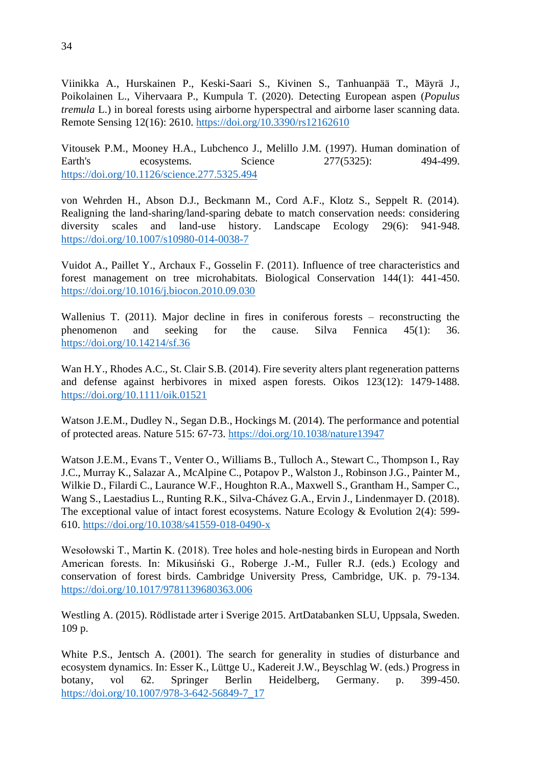Viinikka A., Hurskainen P., Keski-Saari S., Kivinen S., Tanhuanpää T., Mäyrä J., Poikolainen L., Vihervaara P., Kumpula T. (2020). Detecting European aspen (*Populus tremula* L.) in boreal forests using airborne hyperspectral and airborne laser scanning data. Remote Sensing 12(16): 2610. https://doi.org/10.3390/rs12162610

Vitousek P.M., Mooney H.A., Lubchenco J., Melillo J.M. (1997). Human domination of Earth's ecosystems. Science 277(5325): 494-499. https://doi.org/10.1126/science.277.5325.494

von Wehrden H., Abson D.J., Beckmann M., Cord A.F., Klotz S., Seppelt R. (2014). Realigning the land-sharing/land-sparing debate to match conservation needs: considering diversity scales and land-use history. Landscape Ecology 29(6): 941-948. https://doi.org/10.1007/s10980-014-0038-7

Vuidot A., Paillet Y., Archaux F., Gosselin F. (2011). Influence of tree characteristics and forest management on tree microhabitats. Biological Conservation 144(1): 441-450. https://doi.org/10.1016/j.biocon.2010.09.030

Wallenius T. (2011). Major decline in fires in coniferous forests – reconstructing the phenomenon and seeking for the cause. Silva Fennica 45(1): 36. https://doi.org/10.14214/sf.36

Wan H.Y., Rhodes A.C., St. Clair S.B. (2014). Fire severity alters plant regeneration patterns and defense against herbivores in mixed aspen forests. Oikos 123(12): 1479-1488. https://doi.org/10.1111/oik.01521

Watson J.E.M., Dudley N., Segan D.B., Hockings M. (2014). The performance and potential of protected areas. Nature 515: 67-73. https://doi.org/10.1038/nature13947

Watson J.E.M., Evans T., Venter O., Williams B., Tulloch A., Stewart C., Thompson I., Ray J.C., Murray K., Salazar A., McAlpine C., Potapov P., Walston J., Robinson J.G., Painter M., Wilkie D., Filardi C., Laurance W.F., Houghton R.A., Maxwell S., Grantham H., Samper C., Wang S., Laestadius L., Runting R.K., Silva-Chávez G.A., Ervin J., Lindenmayer D. (2018). The exceptional value of intact forest ecosystems. Nature Ecology & Evolution 2(4): 599-610. https://doi.org/10.1038/s41559-018-0490-x

Wesołowski T., Martin K. (2018). Tree holes and hole-nesting birds in European and North American forests. In: Mikusiński G., Roberge J.-M., Fuller R.J. (eds.) Ecology and conservation of forest birds. Cambridge University Press, Cambridge, UK. p. 79-134. https://doi.org/10.1017/9781139680363.006

Westling A. (2015). Rödlistade arter i Sverige 2015. ArtDatabanken SLU, Uppsala, Sweden. 109 p.

White P.S., Jentsch A. (2001). The search for generality in studies of disturbance and ecosystem dynamics. In: Esser K., Lüttge U., Kadereit J.W., Beyschlag W. (eds.) Progress in botany, vol 62. Springer Berlin Heidelberg, Germany. p. 399-450. https://doi.org/10.1007/978-3-642-56849-7_17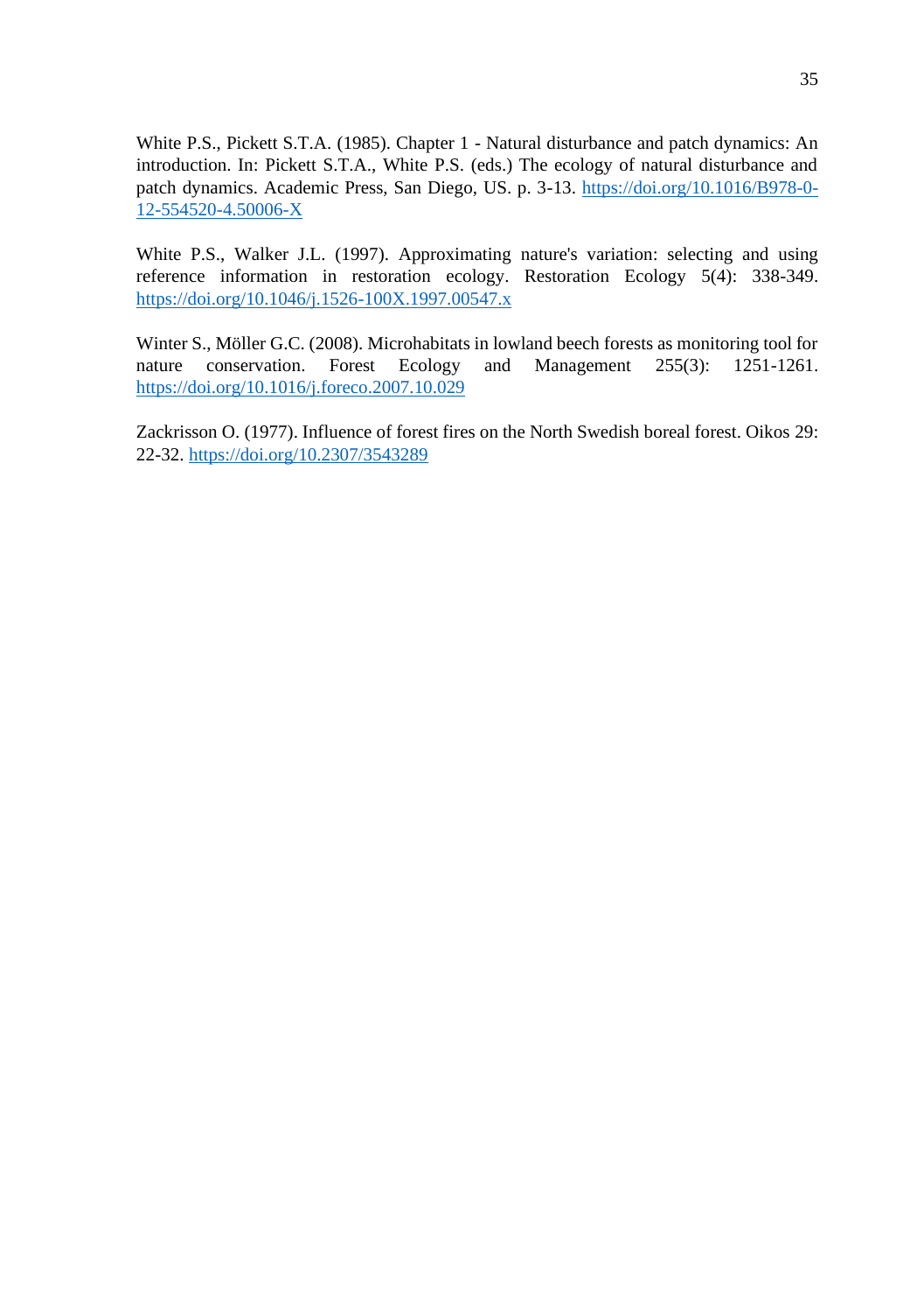White P.S., Pickett S.T.A. (1985). Chapter 1 - Natural disturbance and patch dynamics: An introduction. In: Pickett S.T.A., White P.S. (eds.) The ecology of natural disturbance and patch dynamics. Academic Press, San Diego, US. p. 3-13. https://doi.org/10.1016/B978-0-12-554520-4.50006-X

White P.S., Walker J.L. (1997). Approximating nature's variation: selecting and using reference information in restoration ecology. Restoration Ecology 5(4): 338-349. https://doi.org/10.1046/j.1526-100X.1997.00547.x

Winter S., Möller G.C. (2008). Microhabitats in lowland beech forests as monitoring tool for nature conservation. Forest Ecology and Management 255(3): 1251-1261. https://doi.org/10.1016/j.foreco.2007.10.029

Zackrisson O. (1977). Influence of forest fires on the North Swedish boreal forest. Oikos 29: 22-32. https://doi.org/10.2307/3543289